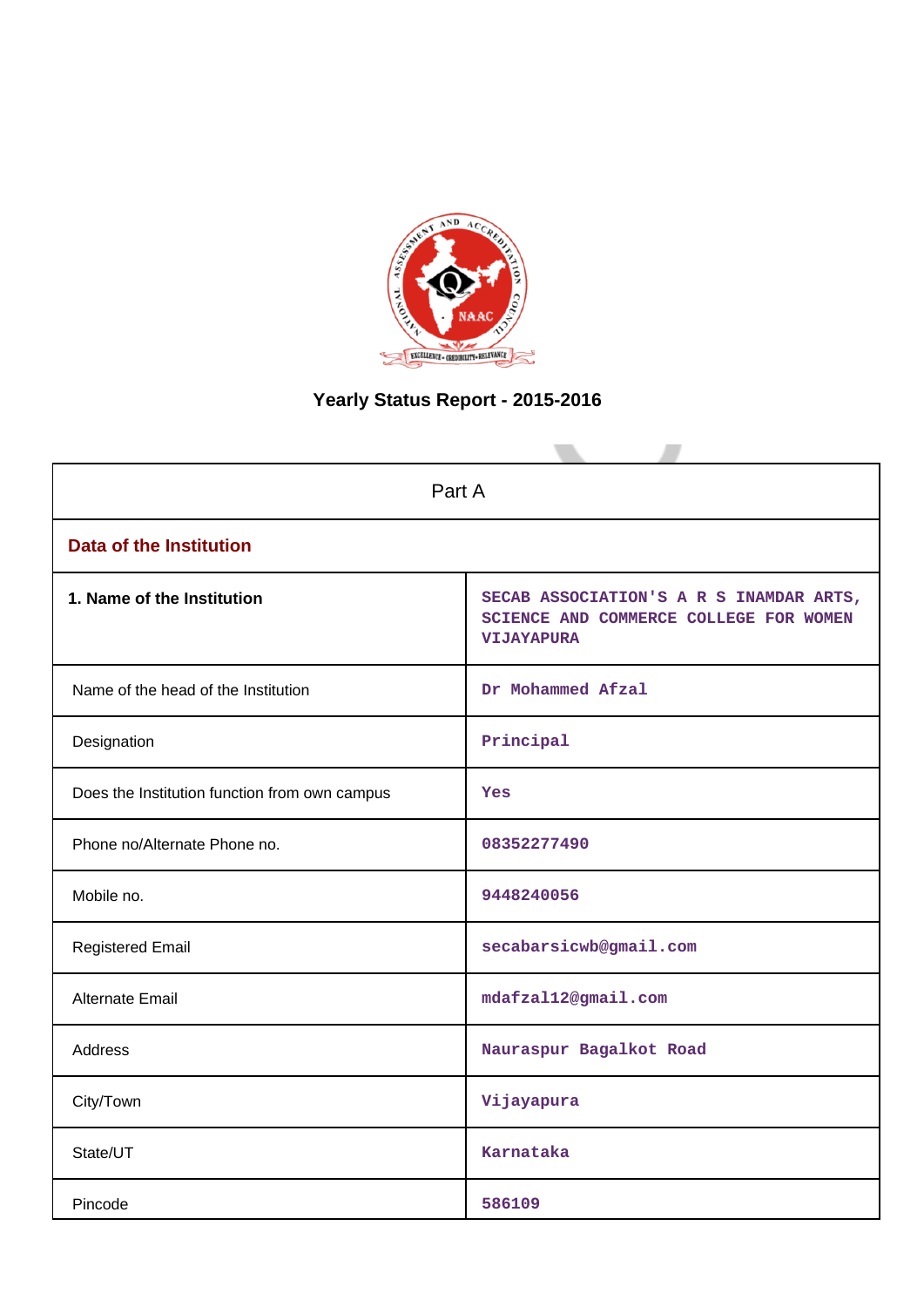# Yearly Status Report - 2015-2016

| Part A | |
|---|---|
| **Data of the Institution** | |
| **1. Name of the Institution** | SECAB ASSOCIATION'S A R S INAMDAR ARTS, SCIENCE AND COMMERCE COLLEGE FOR WOMEN VIJAYAPURA |
| Name of the head of the Institution | Dr Mohammed Afzal |
| Designation | Principal |
| Does the Institution function from own campus | Yes |
| Phone no/Alternate Phone no. | 08352277490 |
| Mobile no. | 9448240056 |
| Registered Email | secabarsicwb@gmail.com |
| Alternate Email | mdafzal12@gmail.com |
| Address | Nauraspur Bagalkot Road |
| City/Town | Vijayapura |
| State/UT | Karnataka |
| Pincode | 586109 |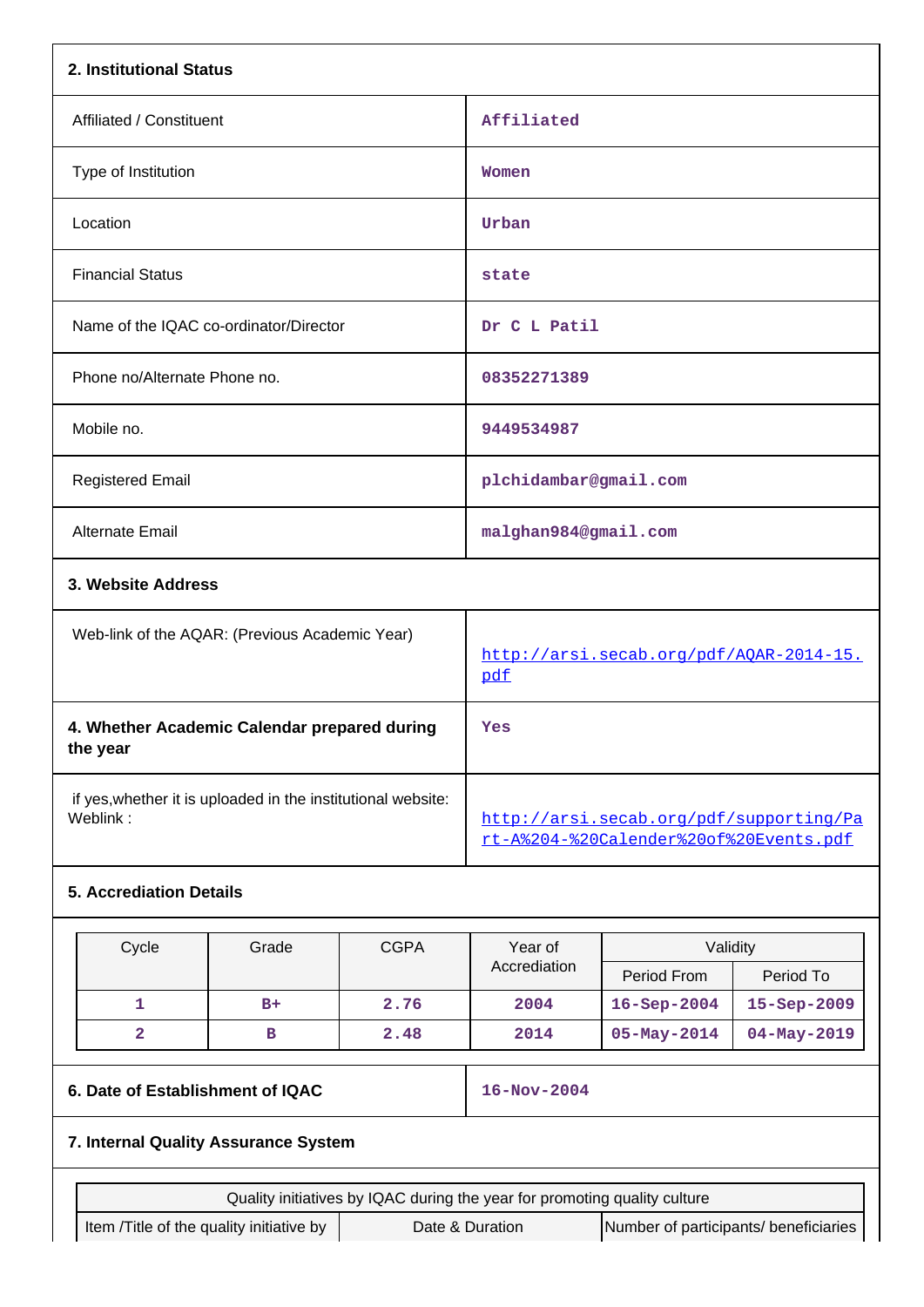## 2. Institutional Status

| | |
|---|---|
| Affiliated / Constituent | Affiliated |
| Type of Institution | Women |
| Location | Urban |
| Financial Status | state |
| Name of the IQAC co-ordinator/Director | Dr C L Patil |
| Phone no/Alternate Phone no. | 08352271389 |
| Mobile no. | 9449534987 |
| Registered Email | plchidambar@gmail.com |
| Alternate Email | malghan984@gmail.com |

## 3. Website Address

| | |
|---|---|
| Web-link of the AQAR: (Previous Academic Year) | http://arsi.secab.org/pdf/AQAR-2014-15.pdf |
| **4. Whether Academic Calendar prepared during the year** | Yes |
| if yes,whether it is uploaded in the institutional website: Weblink : | http://arsi.secab.org/pdf/supporting/Part-A%204-%20Calender%20of%20Events.pdf |

## 5. Accrediation Details

| Cycle | Grade | CGPA | Year of Accrediation | Validity | |
|---|---|---|---|---|---|
| | | | | Period From | Period To |
| 1 | B+ | 2.76 | 2004 | 16-Sep-2004 | 15-Sep-2009 |
| 2 | B | 2.48 | 2014 | 05-May-2014 | 04-May-2019 |

| | |
|---|---|
| **6. Date of Establishment of IQAC** | 16-Nov-2004 |

## 7. Internal Quality Assurance System

| Quality initiatives by IQAC during the year for promoting quality culture | | |
|---|---|---|
| Item /Title of the quality initiative by | Date & Duration | Number of participants/ beneficiaries |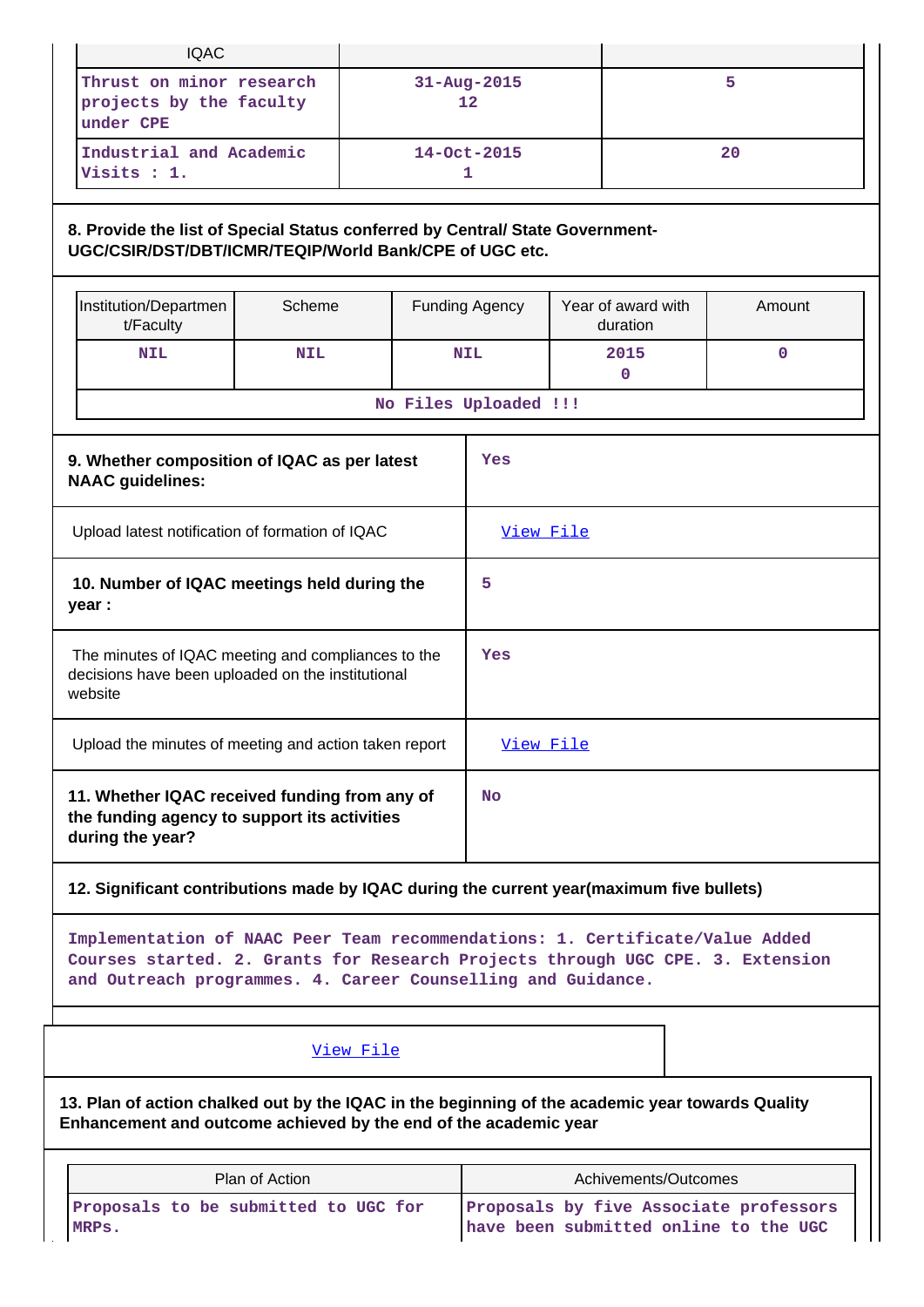| IQAC | | |
|---|---|---|
| Thrust on minor research projects by the faculty under CPE | 31-Aug-2015<br>12 | 5 |
| Industrial and Academic Visits : 1. | 14-Oct-2015<br>1 | 20 |

**8. Provide the list of Special Status conferred by Central/ State Government-UGC/CSIR/DST/DBT/ICMR/TEQIP/World Bank/CPE of UGC etc.**

| Institution/Department/Faculty | Scheme | Funding Agency | Year of award with duration | Amount |
|---|---|---|---|---|
| NIL | NIL | NIL | 2015<br>0 | 0 |
| No Files Uploaded !!! | | | | |

| | |
|---|---|
| **9. Whether composition of IQAC as per latest NAAC guidelines:** | Yes |
| Upload latest notification of formation of IQAC | View File |
| **10. Number of IQAC meetings held during the year :** | 5 |
| The minutes of IQAC meeting and compliances to the decisions have been uploaded on the institutional website | Yes |
| Upload the minutes of meeting and action taken report | View File |
| **11. Whether IQAC received funding from any of the funding agency to support its activities during the year?** | No |

**12. Significant contributions made by IQAC during the current year(maximum five bullets)**

Implementation of NAAC Peer Team recommendations: 1. Certificate/Value Added Courses started. 2. Grants for Research Projects through UGC CPE. 3. Extension and Outreach programmes. 4. Career Counselling and Guidance.

View File

**13. Plan of action chalked out by the IQAC in the beginning of the academic year towards Quality Enhancement and outcome achieved by the end of the academic year**

| Plan of Action | Achivements/Outcomes |
|---|---|
| Proposals to be submitted to UGC for MRPs. | Proposals by five Associate professors have been submitted online to the UGC |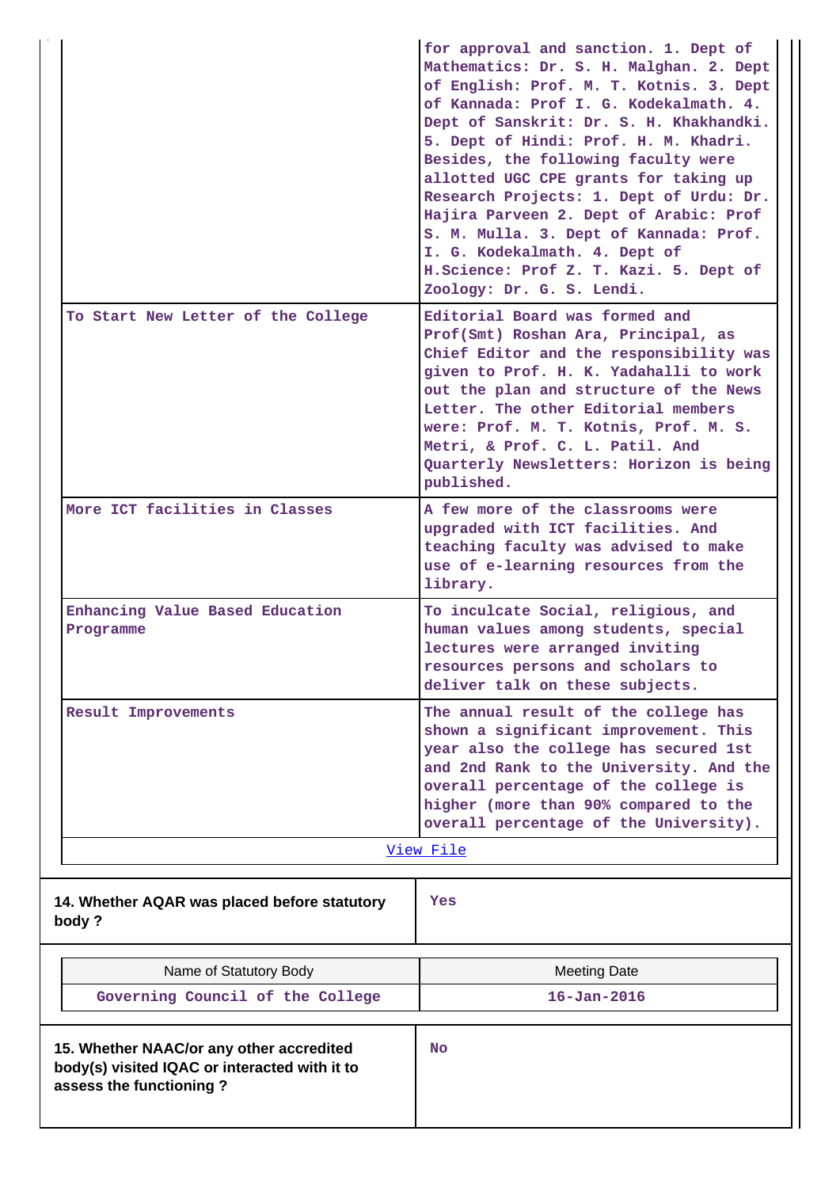| | |
|---|---|
| | for approval and sanction. 1. Dept of Mathematics: Dr. S. H. Malghan. 2. Dept of English: Prof. M. T. Kotnis. 3. Dept of Kannada: Prof I. G. Kodekalmath. 4. Dept of Sanskrit: Dr. S. H. Khakhandki. 5. Dept of Hindi: Prof. H. M. Khadri. Besides, the following faculty were allotted UGC CPE grants for taking up Research Projects: 1. Dept of Urdu: Dr. Hajira Parveen 2. Dept of Arabic: Prof S. M. Mulla. 3. Dept of Kannada: Prof. I. G. Kodekalmath. 4. Dept of H.Science: Prof Z. T. Kazi. 5. Dept of Zoology: Dr. G. S. Lendi. |
| To Start New Letter of the College | Editorial Board was formed and Prof(Smt) Roshan Ara, Principal, as Chief Editor and the responsibility was given to Prof. H. K. Yadahalli to work out the plan and structure of the News Letter. The other Editorial members were: Prof. M. T. Kotnis, Prof. M. S. Metri, & Prof. C. L. Patil. And Quarterly Newsletters: Horizon is being published. |
| More ICT facilities in Classes | A few more of the classrooms were upgraded with ICT facilities. And teaching faculty was advised to make use of e-learning resources from the library. |
| Enhancing Value Based Education Programme | To inculcate Social, religious, and human values among students, special lectures were arranged inviting resources persons and scholars to deliver talk on these subjects. |
| Result Improvements | The annual result of the college has shown a significant improvement. This year also the college has secured 1st and 2nd Rank to the University. And the overall percentage of the college is higher (more than 90% compared to the overall percentage of the University). |
| View File | |

| 14. Whether AQAR was placed before statutory body ? | Yes |
|---|---|

| Name of Statutory Body | Meeting Date |
|---|---|
| Governing Council of the College | 16-Jan-2016 |

| 15. Whether NAAC/or any other accredited body(s) visited IQAC or interacted with it to assess the functioning ? | No |
|---|---|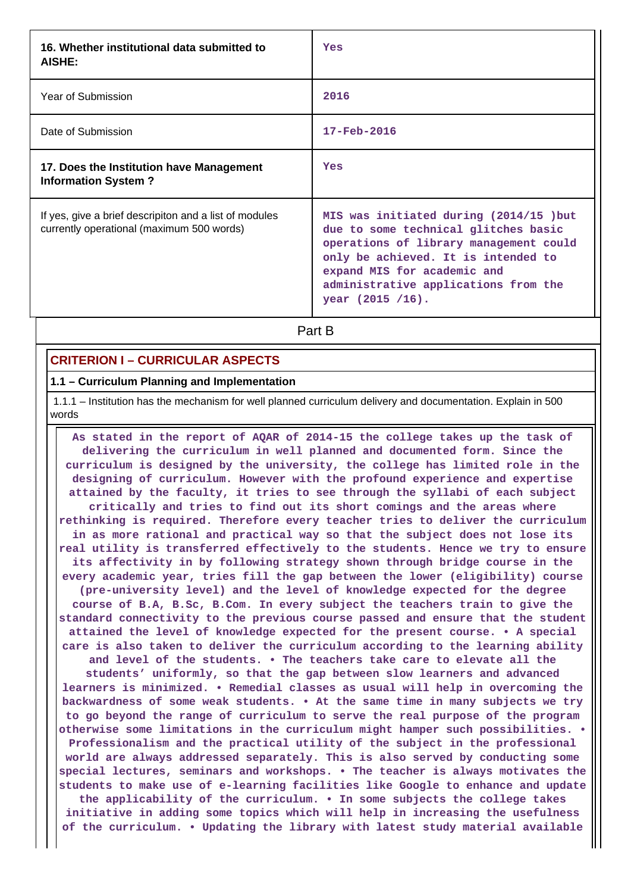| | |
|---|---|
| **16. Whether institutional data submitted to AISHE:** | Yes |
| Year of Submission | 2016 |
| Date of Submission | 17-Feb-2016 |
| **17. Does the Institution have Management Information System ?** | Yes |
| If yes, give a brief descripiton and a list of modules currently operational (maximum 500 words) | MIS was initiated during (2014/15 )but due to some technical glitches basic operations of library management could only be achieved. It is intended to expand MIS for academic and administrative applications from the year (2015 /16). |

## Part B

### CRITERION I – CURRICULAR ASPECTS

#### 1.1 – Curriculum Planning and Implementation

1.1.1 – Institution has the mechanism for well planned curriculum delivery and documentation. Explain in 500 words

**As stated in the report of AQAR of 2014-15 the college takes up the task of delivering the curriculum in well planned and documented form. Since the curriculum is designed by the university, the college has limited role in the designing of curriculum. However with the profound experience and expertise attained by the faculty, it tries to see through the syllabi of each subject critically and tries to find out its short comings and the areas where rethinking is required. Therefore every teacher tries to deliver the curriculum in as more rational and practical way so that the subject does not lose its real utility is transferred effectively to the students. Hence we try to ensure its affectivity in by following strategy shown through bridge course in the every academic year, tries fill the gap between the lower (eligibility) course (pre-university level) and the level of knowledge expected for the degree course of B.A, B.Sc, B.Com. In every subject the teachers train to give the standard connectivity to the previous course passed and ensure that the student attained the level of knowledge expected for the present course. • A special care is also taken to deliver the curriculum according to the learning ability and level of the students. • The teachers take care to elevate all the students' uniformly, so that the gap between slow learners and advanced learners is minimized. • Remedial classes as usual will help in overcoming the backwardness of some weak students. • At the same time in many subjects we try to go beyond the range of curriculum to serve the real purpose of the program otherwise some limitations in the curriculum might hamper such possibilities. • Professionalism and the practical utility of the subject in the professional world are always addressed separately. This is also served by conducting some special lectures, seminars and workshops. • The teacher is always motivates the students to make use of e-learning facilities like Google to enhance and update the applicability of the curriculum. • In some subjects the college takes initiative in adding some topics which will help in increasing the usefulness of the curriculum. • Updating the library with latest study material available**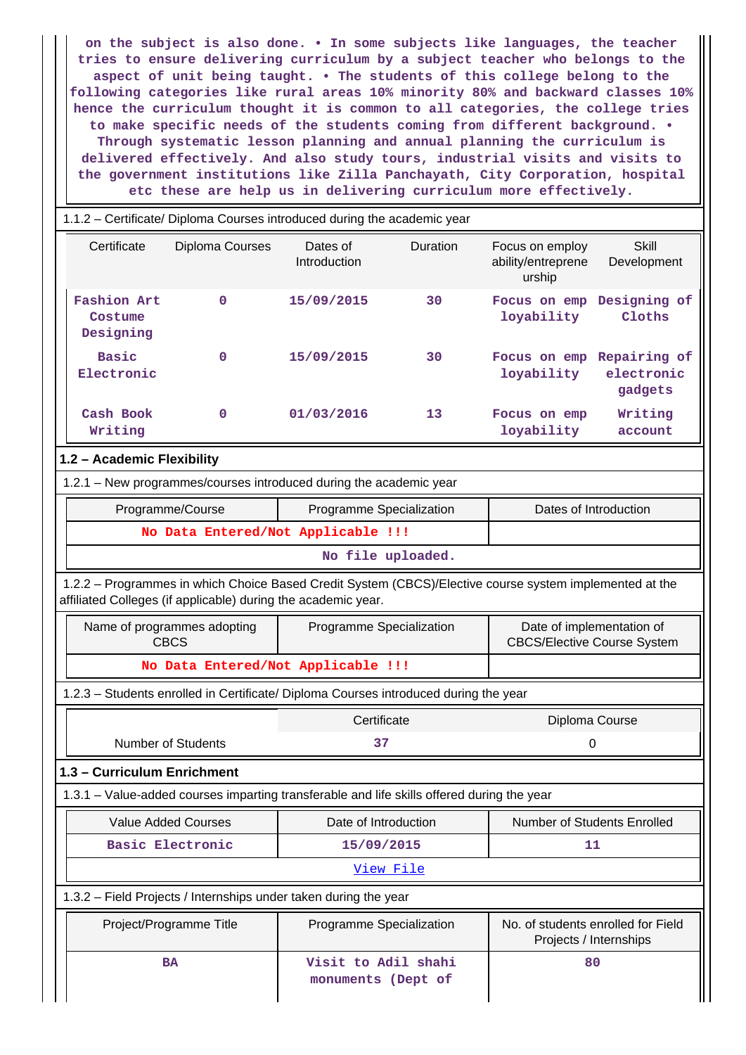on the subject is also done. • In some subjects like languages, the teacher tries to ensure delivering curriculum by a subject teacher who belongs to the aspect of unit being taught. • The students of this college belong to the following categories like rural areas 10% minority 80% and backward classes 10% hence the curriculum thought it is common to all categories, the college tries to make specific needs of the students coming from different background. • Through systematic lesson planning and annual planning the curriculum is delivered effectively. And also study tours, industrial visits and visits to the government institutions like Zilla Panchayath, City Corporation, hospital etc these are help us in delivering curriculum more effectively.

1.1.2 – Certificate/ Diploma Courses introduced during the academic year

| Certificate | Diploma Courses | Dates of Introduction | Duration | Focus on employ ability/entrepreneurship | Skill Development |
|---|---|---|---|---|---|
| Fashion Art Costume Designing | 0 | 15/09/2015 | 30 | Focus on employability | Designing of Cloths |
| Basic Electronic | 0 | 15/09/2015 | 30 | Focus on employability | Repairing of electronic gadgets |
| Cash Book Writing | 0 | 01/03/2016 | 13 | Focus on employability | Writing account |

## 1.2 – Academic Flexibility

1.2.1 – New programmes/courses introduced during the academic year

| Programme/Course | Programme Specialization | Dates of Introduction |
|---|---|---|
| No Data Entered/Not Applicable !!! | | |
| No file uploaded. | | |

1.2.2 – Programmes in which Choice Based Credit System (CBCS)/Elective course system implemented at the affiliated Colleges (if applicable) during the academic year.

| Name of programmes adopting CBCS | Programme Specialization | Date of implementation of CBCS/Elective Course System |
|---|---|---|
| No Data Entered/Not Applicable !!! | | |

1.2.3 – Students enrolled in Certificate/ Diploma Courses introduced during the year

| | Certificate | Diploma Course |
|---|---|---|
| Number of Students | 37 | 0 |

## 1.3 – Curriculum Enrichment

1.3.1 – Value-added courses imparting transferable and life skills offered during the year

| Value Added Courses | Date of Introduction | Number of Students Enrolled |
|---|---|---|
| Basic Electronic | 15/09/2015 | 11 |
| View File | | |

1.3.2 – Field Projects / Internships under taken during the year

| Project/Programme Title | Programme Specialization | No. of students enrolled for Field Projects / Internships |
|---|---|---|
| BA | Visit to Adil shahi monuments (Dept of | 80 |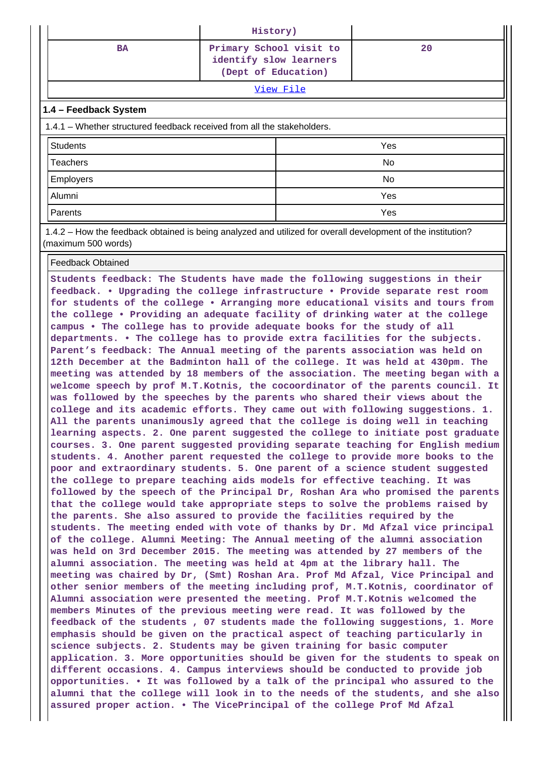| | History) | |
|---|---|---|
| BA | Primary School visit to identify slow learners (Dept of Education) | 20 |
| View File | | |

**1.4 – Feedback System**

1.4.1 – Whether structured feedback received from all the stakeholders.

| | |
|---|---|
| Students | Yes |
| Teachers | No |
| Employers | No |
| Alumni | Yes |
| Parents | Yes |

1.4.2 – How the feedback obtained is being analyzed and utilized for overall development of the institution? (maximum 500 words)

Feedback Obtained

Students feedback: The Students have made the following suggestions in their feedback. • Upgrading the college infrastructure • Provide separate rest room for students of the college • Arranging more educational visits and tours from the college • Providing an adequate facility of drinking water at the college campus • The college has to provide adequate books for the study of all departments. • The college has to provide extra facilities for the subjects. Parent's feedback: The Annual meeting of the parents association was held on 12th December at the Badminton hall of the college. It was held at 430pm. The meeting was attended by 18 members of the association. The meeting began with a welcome speech by prof M.T.Kotnis, the cocoordinator of the parents council. It was followed by the speeches by the parents who shared their views about the college and its academic efforts. They came out with following suggestions. 1. All the parents unanimously agreed that the college is doing well in teaching learning aspects. 2. One parent suggested the college to initiate post graduate courses. 3. One parent suggested providing separate teaching for English medium students. 4. Another parent requested the college to provide more books to the poor and extraordinary students. 5. One parent of a science student suggested the college to prepare teaching aids models for effective teaching. It was followed by the speech of the Principal Dr, Roshan Ara who promised the parents that the college would take appropriate steps to solve the problems raised by the parents. She also assured to provide the facilities required by the students. The meeting ended with vote of thanks by Dr. Md Afzal vice principal of the college. Alumni Meeting: The Annual meeting of the alumni association was held on 3rd December 2015. The meeting was attended by 27 members of the alumni association. The meeting was held at 4pm at the library hall. The meeting was chaired by Dr, (Smt) Roshan Ara. Prof Md Afzal, Vice Principal and other senior members of the meeting including prof, M.T.Kotnis, coordinator of Alumni association were presented the meeting. Prof M.T.Kotnis welcomed the members Minutes of the previous meeting were read. It was followed by the feedback of the students , 07 students made the following suggestions, 1. More emphasis should be given on the practical aspect of teaching particularly in science subjects. 2. Students may be given training for basic computer application. 3. More opportunities should be given for the students to speak on different occasions. 4. Campus interviews should be conducted to provide job opportunities. • It was followed by a talk of the principal who assured to the alumni that the college will look in to the needs of the students, and she also assured proper action. • The VicePrincipal of the college Prof Md Afzal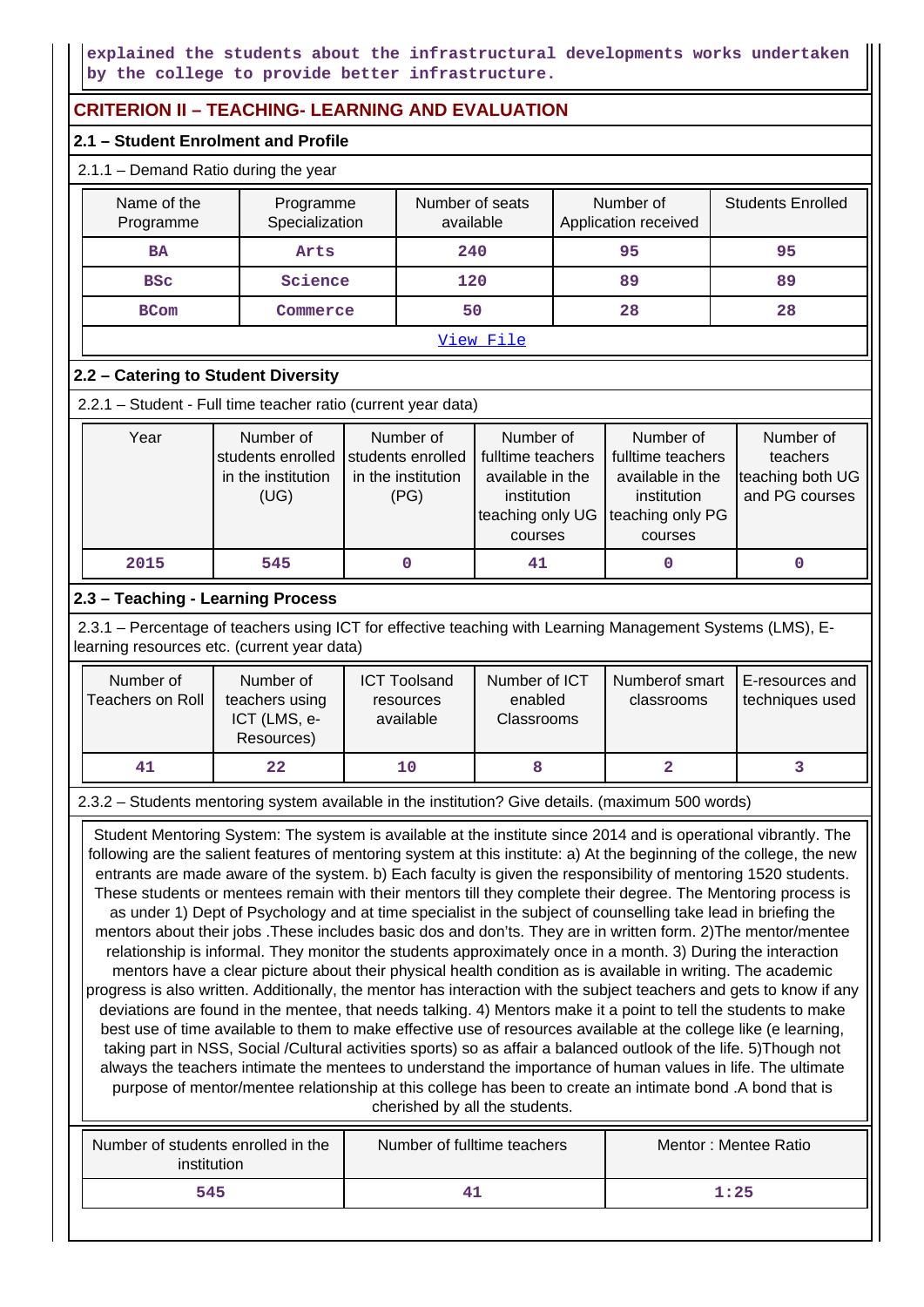explained the students about the infrastructural developments works undertaken by the college to provide better infrastructure.

## CRITERION II – TEACHING- LEARNING AND EVALUATION

### 2.1 – Student Enrolment and Profile

2.1.1 – Demand Ratio during the year

| Name of the Programme | Programme Specialization | Number of seats available | Number of Application received | Students Enrolled |
|---|---|---|---|---|
| BA | Arts | 240 | 95 | 95 |
| BSc | Science | 120 | 89 | 89 |
| BCom | Commerce | 50 | 28 | 28 |

View File

### 2.2 – Catering to Student Diversity

2.2.1 – Student - Full time teacher ratio (current year data)

| Year | Number of students enrolled in the institution (UG) | Number of students enrolled in the institution (PG) | Number of fulltime teachers available in the institution teaching only UG courses | Number of fulltime teachers available in the institution teaching only PG courses | Number of teachers teaching both UG and PG courses |
|---|---|---|---|---|---|
| 2015 | 545 | 0 | 41 | 0 | 0 |

### 2.3 – Teaching - Learning Process

2.3.1 – Percentage of teachers using ICT for effective teaching with Learning Management Systems (LMS), E-learning resources etc. (current year data)

| Number of Teachers on Roll | Number of teachers using ICT (LMS, e-Resources) | ICT Toolsand resources available | Number of ICT enabled Classrooms | Numberof smart classrooms | E-resources and techniques used |
|---|---|---|---|---|---|
| 41 | 22 | 10 | 8 | 2 | 3 |

2.3.2 – Students mentoring system available in the institution? Give details. (maximum 500 words)

Student Mentoring System: The system is available at the institute since 2014 and is operational vibrantly. The following are the salient features of mentoring system at this institute: a) At the beginning of the college, the new entrants are made aware of the system. b) Each faculty is given the responsibility of mentoring 1520 students. These students or mentees remain with their mentors till they complete their degree. The Mentoring process is as under 1) Dept of Psychology and at time specialist in the subject of counselling take lead in briefing the mentors about their jobs .These includes basic dos and don'ts. They are in written form. 2)The mentor/mentee relationship is informal. They monitor the students approximately once in a month. 3) During the interaction mentors have a clear picture about their physical health condition as is available in writing. The academic progress is also written. Additionally, the mentor has interaction with the subject teachers and gets to know if any deviations are found in the mentee, that needs talking. 4) Mentors make it a point to tell the students to make best use of time available to them to make effective use of resources available at the college like (e learning, taking part in NSS, Social /Cultural activities sports) so as affair a balanced outlook of the life. 5)Though not always the teachers intimate the mentees to understand the importance of human values in life. The ultimate purpose of mentor/mentee relationship at this college has been to create an intimate bond .A bond that is cherished by all the students.

| Number of students enrolled in the institution | Number of fulltime teachers | Mentor : Mentee Ratio |
|---|---|---|
| 545 | 41 | 1:25 |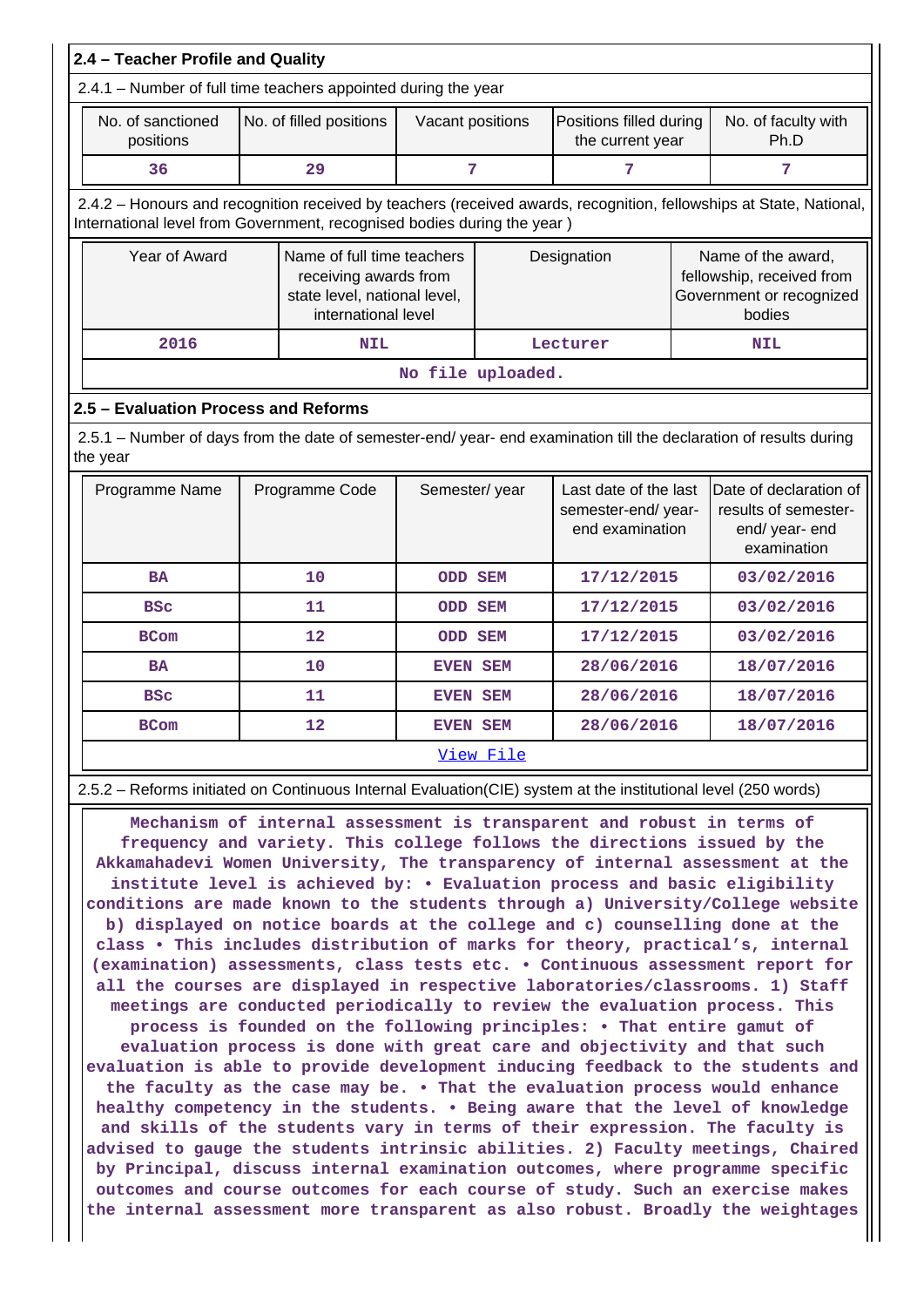## 2.4 – Teacher Profile and Quality

2.4.1 – Number of full time teachers appointed during the year

| No. of sanctioned positions | No. of filled positions | Vacant positions | Positions filled during the current year | No. of faculty with Ph.D |
|---|---|---|---|---|
| 36 | 29 | 7 | 7 | 7 |

2.4.2 – Honours and recognition received by teachers (received awards, recognition, fellowships at State, National, International level from Government, recognised bodies during the year )

| Year of Award | Name of full time teachers receiving awards from state level, national level, international level | Designation | Name of the award, fellowship, received from Government or recognized bodies |
|---|---|---|---|
| 2016 | NIL | Lecturer | NIL |
| No file uploaded. | | | |

## 2.5 – Evaluation Process and Reforms

2.5.1 – Number of days from the date of semester-end/ year- end examination till the declaration of results during the year

| Programme Name | Programme Code | Semester/ year | Last date of the last semester-end/ year- end examination | Date of declaration of results of semester- end/ year- end examination |
|---|---|---|---|---|
| BA | 10 | ODD SEM | 17/12/2015 | 03/02/2016 |
| BSc | 11 | ODD SEM | 17/12/2015 | 03/02/2016 |
| BCom | 12 | ODD SEM | 17/12/2015 | 03/02/2016 |
| BA | 10 | EVEN SEM | 28/06/2016 | 18/07/2016 |
| BSc | 11 | EVEN SEM | 28/06/2016 | 18/07/2016 |
| BCom | 12 | EVEN SEM | 28/06/2016 | 18/07/2016 |
| View File | | | | |

2.5.2 – Reforms initiated on Continuous Internal Evaluation(CIE) system at the institutional level (250 words)

Mechanism of internal assessment is transparent and robust in terms of frequency and variety. This college follows the directions issued by the Akkamahadevi Women University, The transparency of internal assessment at the institute level is achieved by: • Evaluation process and basic eligibility conditions are made known to the students through a) University/College website b) displayed on notice boards at the college and c) counselling done at the class • This includes distribution of marks for theory, practical's, internal (examination) assessments, class tests etc. • Continuous assessment report for all the courses are displayed in respective laboratories/classrooms. 1) Staff meetings are conducted periodically to review the evaluation process. This process is founded on the following principles: • That entire gamut of evaluation process is done with great care and objectivity and that such evaluation is able to provide development inducing feedback to the students and the faculty as the case may be. • That the evaluation process would enhance healthy competency in the students. • Being aware that the level of knowledge and skills of the students vary in terms of their expression. The faculty is advised to gauge the students intrinsic abilities. 2) Faculty meetings, Chaired by Principal, discuss internal examination outcomes, where programme specific outcomes and course outcomes for each course of study. Such an exercise makes the internal assessment more transparent as also robust. Broadly the weightages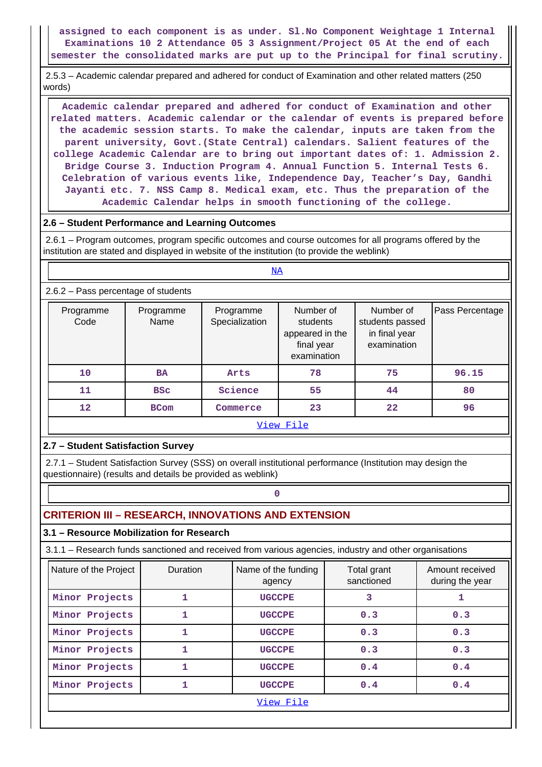assigned to each component is as under. Sl.No Component Weightage 1 Internal Examinations 10 2 Attendance 05 3 Assignment/Project 05 At the end of each semester the consolidated marks are put up to the Principal for final scrutiny.

2.5.3 – Academic calendar prepared and adhered for conduct of Examination and other related matters (250 words)

Academic calendar prepared and adhered for conduct of Examination and other related matters. Academic calendar or the calendar of events is prepared before the academic session starts. To make the calendar, inputs are taken from the parent university, Govt.(State Central) calendars. Salient features of the college Academic Calendar are to bring out important dates of: 1. Admission 2. Bridge Course 3. Induction Program 4. Annual Function 5. Internal Tests 6. Celebration of various events like, Independence Day, Teacher's Day, Gandhi Jayanti etc. 7. NSS Camp 8. Medical exam, etc. Thus the preparation of the Academic Calendar helps in smooth functioning of the college.

## 2.6 – Student Performance and Learning Outcomes

2.6.1 – Program outcomes, program specific outcomes and course outcomes for all programs offered by the institution are stated and displayed in website of the institution (to provide the weblink)

NA

2.6.2 – Pass percentage of students

| Programme Code | Programme Name | Programme Specialization | Number of students appeared in the final year examination | Number of students passed in final year examination | Pass Percentage |
|---|---|---|---|---|---|
| 10 | BA | Arts | 78 | 75 | 96.15 |
| 11 | BSc | Science | 55 | 44 | 80 |
| 12 | BCom | Commerce | 23 | 22 | 96 |

View File

## 2.7 – Student Satisfaction Survey

2.7.1 – Student Satisfaction Survey (SSS) on overall institutional performance (Institution may design the questionnaire) (results and details be provided as weblink)

0

# CRITERION III – RESEARCH, INNOVATIONS AND EXTENSION

## 3.1 – Resource Mobilization for Research

3.1.1 – Research funds sanctioned and received from various agencies, industry and other organisations

| Nature of the Project | Duration | Name of the funding agency | Total grant sanctioned | Amount received during the year |
|---|---|---|---|---|
| Minor Projects | 1 | UGCCPE | 3 | 1 |
| Minor Projects | 1 | UGCCPE | 0.3 | 0.3 |
| Minor Projects | 1 | UGCCPE | 0.3 | 0.3 |
| Minor Projects | 1 | UGCCPE | 0.3 | 0.3 |
| Minor Projects | 1 | UGCCPE | 0.4 | 0.4 |
| Minor Projects | 1 | UGCCPE | 0.4 | 0.4 |

View File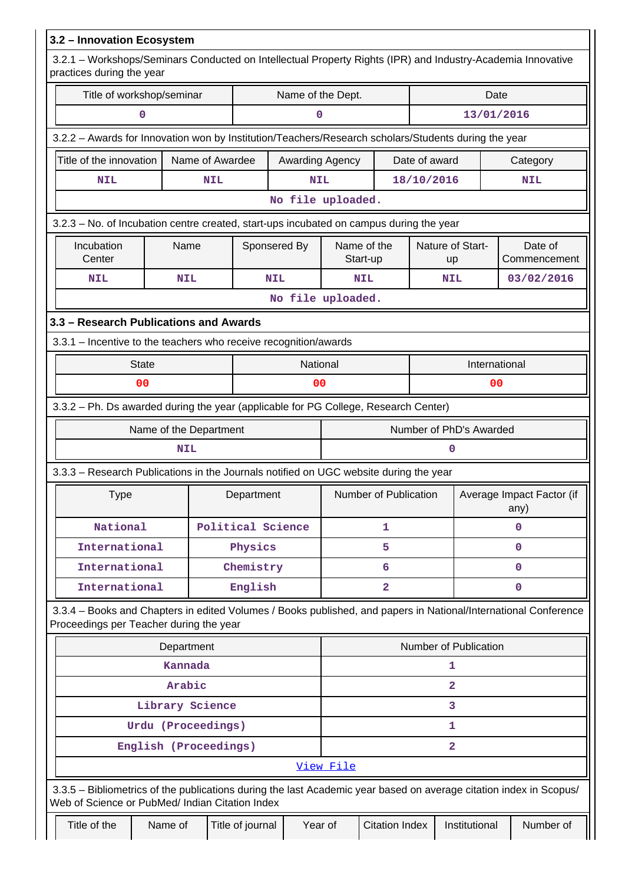### 3.2 – Innovation Ecosystem

3.2.1 – Workshops/Seminars Conducted on Intellectual Property Rights (IPR) and Industry-Academia Innovative practices during the year

| Title of workshop/seminar | Name of the Dept. | Date |
|---|---|---|
| 0 | 0 | 13/01/2016 |

3.2.2 – Awards for Innovation won by Institution/Teachers/Research scholars/Students during the year

| Title of the innovation | Name of Awardee | Awarding Agency | Date of award | Category |
|---|---|---|---|---|
| NIL | NIL | NIL | 18/10/2016 | NIL |

No file uploaded.

3.2.3 – No. of Incubation centre created, start-ups incubated on campus during the year

| Incubation Center | Name | Sponsered By | Name of the Start-up | Nature of Start-up | Date of Commencement |
|---|---|---|---|---|---|
| NIL | NIL | NIL | NIL | NIL | 03/02/2016 |

No file uploaded.

### 3.3 – Research Publications and Awards

3.3.1 – Incentive to the teachers who receive recognition/awards

| State | National | International |
|---|---|---|
| 00 | 00 | 00 |

3.3.2 – Ph. Ds awarded during the year (applicable for PG College, Research Center)

| Name of the Department | Number of PhD's Awarded |
|---|---|
| NIL | 0 |

3.3.3 – Research Publications in the Journals notified on UGC website during the year

| Type | Department | Number of Publication | Average Impact Factor (if any) |
|---|---|---|---|
| National | Political Science | 1 | 0 |
| International | Physics | 5 | 0 |
| International | Chemistry | 6 | 0 |
| International | English | 2 | 0 |

3.3.4 – Books and Chapters in edited Volumes / Books published, and papers in National/International Conference Proceedings per Teacher during the year

| Department | Number of Publication |
|---|---|
| Kannada | 1 |
| Arabic | 2 |
| Library Science | 3 |
| Urdu (Proceedings) | 1 |
| English (Proceedings) | 2 |

View File

3.3.5 – Bibliometrics of the publications during the last Academic year based on average citation index in Scopus/ Web of Science or PubMed/ Indian Citation Index

| Title of the | Name of | Title of journal | Year of | Citation Index | Institutional | Number of |
|---|---|---|---|---|---|---|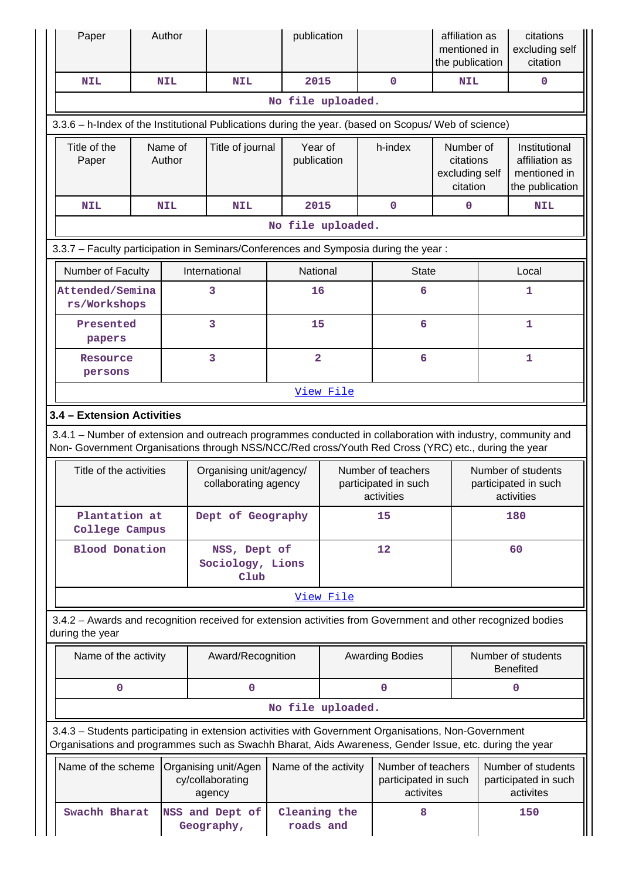| Paper | Author | | publication | | affiliation as mentioned in the publication | citations excluding self citation |
|---|---|---|---|---|---|---|
| NIL | NIL | NIL | 2015 | 0 | NIL | 0 |
| No file uploaded. | | | | | | |

3.3.6 – h-Index of the Institutional Publications during the year. (based on Scopus/ Web of science)

| Title of the Paper | Name of Author | Title of journal | Year of publication | h-index | Number of citations excluding self citation | Institutional affiliation as mentioned in the publication |
|---|---|---|---|---|---|---|
| NIL | NIL | NIL | 2015 | 0 | 0 | NIL |
| No file uploaded. | | | | | | |

3.3.7 – Faculty participation in Seminars/Conferences and Symposia during the year :

| Number of Faculty | International | National | State | Local |
|---|---|---|---|---|
| Attended/Seminars/Workshops | 3 | 16 | 6 | 1 |
| Presented papers | 3 | 15 | 6 | 1 |
| Resource persons | 3 | 2 | 6 | 1 |
| View File | | | | |

### 3.4 – Extension Activities

3.4.1 – Number of extension and outreach programmes conducted in collaboration with industry, community and Non- Government Organisations through NSS/NCC/Red cross/Youth Red Cross (YRC) etc., during the year

| Title of the activities | Organising unit/agency/ collaborating agency | Number of teachers participated in such activities | Number of students participated in such activities |
|---|---|---|---|
| Plantation at College Campus | Dept of Geography | 15 | 180 |
| Blood Donation | NSS, Dept of Sociology, Lions Club | 12 | 60 |
| View File | | | |

3.4.2 – Awards and recognition received for extension activities from Government and other recognized bodies during the year

| Name of the activity | Award/Recognition | Awarding Bodies | Number of students Benefited |
|---|---|---|---|
| 0 | 0 | 0 | 0 |
| No file uploaded. | | | |

3.4.3 – Students participating in extension activities with Government Organisations, Non-Government Organisations and programmes such as Swachh Bharat, Aids Awareness, Gender Issue, etc. during the year

| Name of the scheme | Organising unit/Agency/collaborating agency | Name of the activity | Number of teachers participated in such activites | Number of students participated in such activites |
|---|---|---|---|---|
| Swachh Bharat | NSS and Dept of Geography, | Cleaning the roads and | 8 | 150 |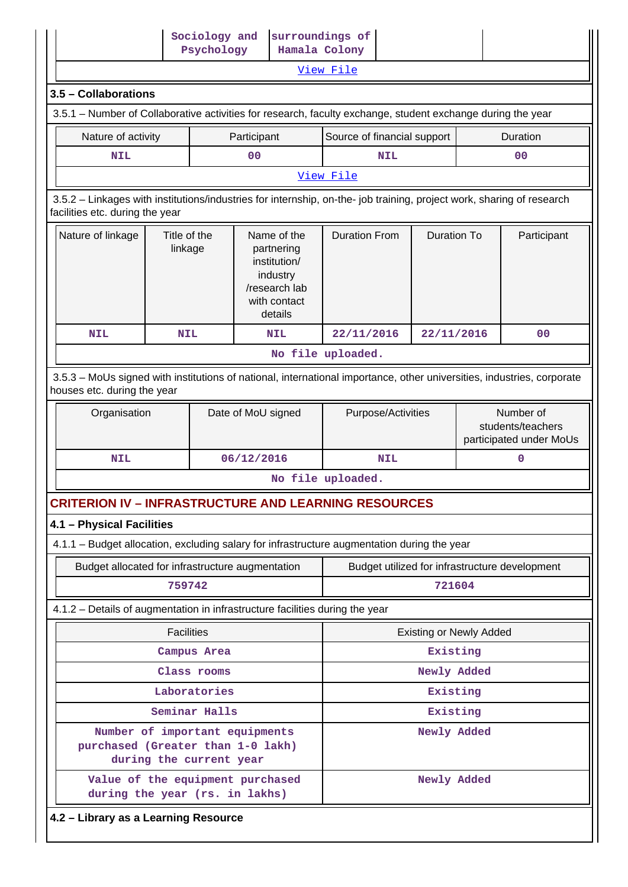| | Sociology and Psychology | surroundings of Hamala Colony | | |
|---|---|---|---|---|

View File

### 3.5 – Collaborations

3.5.1 – Number of Collaborative activities for research, faculty exchange, student exchange during the year

| Nature of activity | Participant | Source of financial support | Duration |
|---|---|---|---|
| NIL | 00 | NIL | 00 |

View File

3.5.2 – Linkages with institutions/industries for internship, on-the- job training, project work, sharing of research facilities etc. during the year

| Nature of linkage | Title of the linkage | Name of the partnering institution/ industry /research lab with contact details | Duration From | Duration To | Participant |
|---|---|---|---|---|---|
| NIL | NIL | NIL | 22/11/2016 | 22/11/2016 | 00 |

No file uploaded.

3.5.3 – MoUs signed with institutions of national, international importance, other universities, industries, corporate houses etc. during the year

| Organisation | Date of MoU signed | Purpose/Activities | Number of students/teachers participated under MoUs |
|---|---|---|---|
| NIL | 06/12/2016 | NIL | 0 |

No file uploaded.

## CRITERION IV – INFRASTRUCTURE AND LEARNING RESOURCES

### 4.1 – Physical Facilities

4.1.1 – Budget allocation, excluding salary for infrastructure augmentation during the year

| Budget allocated for infrastructure augmentation | Budget utilized for infrastructure development |
|---|---|
| 759742 | 721604 |

4.1.2 – Details of augmentation in infrastructure facilities during the year

| Facilities | Existing or Newly Added |
|---|---|
| Campus Area | Existing |
| Class rooms | Newly Added |
| Laboratories | Existing |
| Seminar Halls | Existing |
| Number of important equipments purchased (Greater than 1-0 lakh) during the current year | Newly Added |
| Value of the equipment purchased during the year (rs. in lakhs) | Newly Added |

### 4.2 – Library as a Learning Resource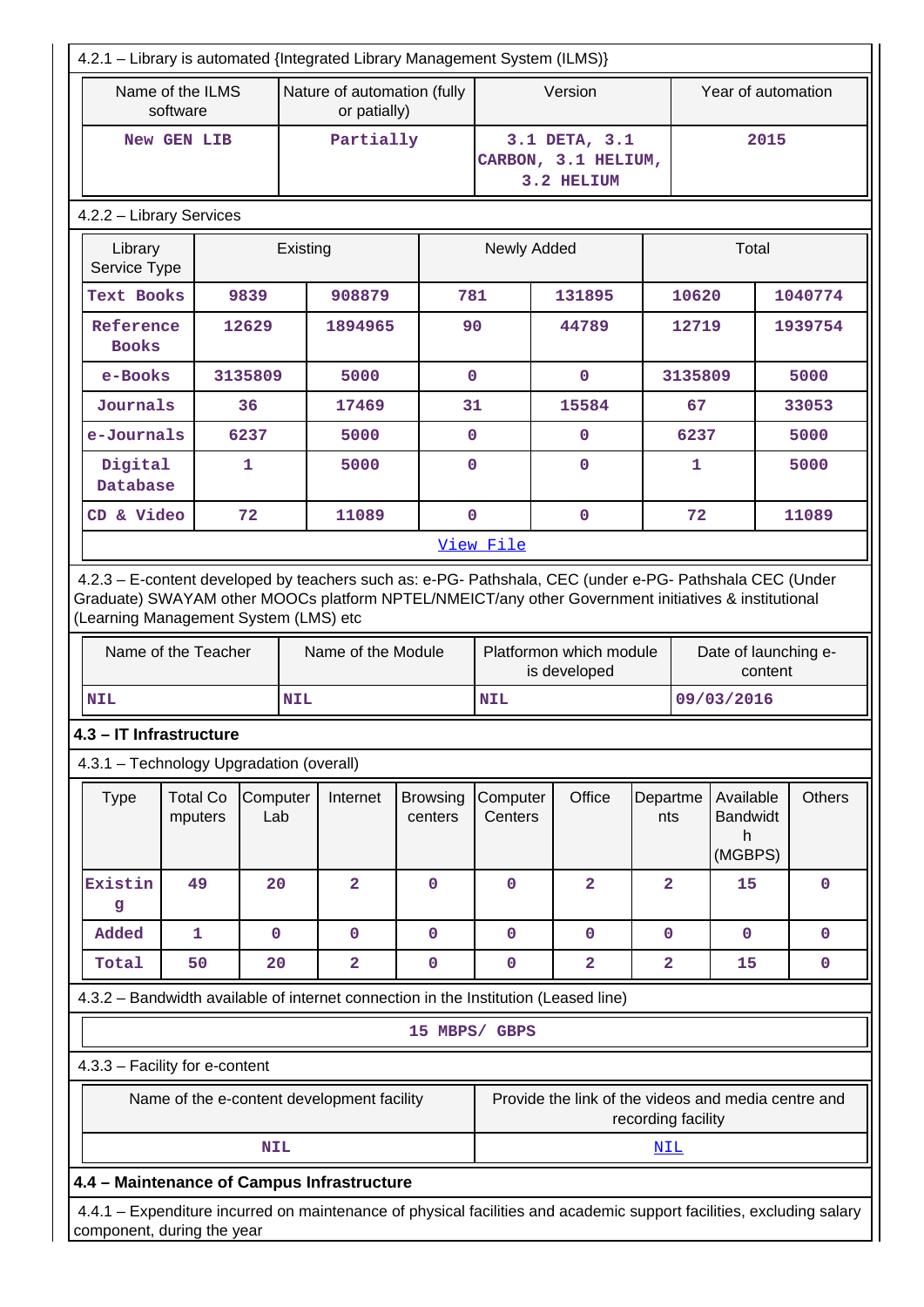4.2.1 – Library is automated {Integrated Library Management System (ILMS)}

| Name of the ILMS software | Nature of automation (fully or patially) | Version | Year of automation |
|---|---|---|---|
| New GEN LIB | Partially | 3.1 DETA, 3.1 CARBON, 3.1 HELIUM, 3.2 HELIUM | 2015 |

4.2.2 – Library Services

| Library Service Type | Existing | | Newly Added | | Total | |
|---|---|---|---|---|---|---|
| Text Books | 9839 | 908879 | 781 | 131895 | 10620 | 1040774 |
| Reference Books | 12629 | 1894965 | 90 | 44789 | 12719 | 1939754 |
| e-Books | 3135809 | 5000 | 0 | 0 | 3135809 | 5000 |
| Journals | 36 | 17469 | 31 | 15584 | 67 | 33053 |
| e-Journals | 6237 | 5000 | 0 | 0 | 6237 | 5000 |
| Digital Database | 1 | 5000 | 0 | 0 | 1 | 5000 |
| CD & Video | 72 | 11089 | 0 | 0 | 72 | 11089 |

View File

4.2.3 – E-content developed by teachers such as: e-PG- Pathshala, CEC (under e-PG- Pathshala CEC (Under Graduate) SWAYAM other MOOCs platform NPTEL/NMEICT/any other Government initiatives & institutional (Learning Management System (LMS) etc

| Name of the Teacher | Name of the Module | Platformon which module is developed | Date of launching e-content |
|---|---|---|---|
| NIL | NIL | NIL | 09/03/2016 |

**4.3 – IT Infrastructure**

4.3.1 – Technology Upgradation (overall)

| Type | Total Computers | Computer Lab | Internet | Browsing centers | Computer Centers | Office | Departments | Available Bandwidth (MGBPS) | Others |
|---|---|---|---|---|---|---|---|---|---|
| Existing | 49 | 20 | 2 | 0 | 0 | 2 | 2 | 15 | 0 |
| Added | 1 | 0 | 0 | 0 | 0 | 0 | 0 | 0 | 0 |
| Total | 50 | 20 | 2 | 0 | 0 | 2 | 2 | 15 | 0 |

4.3.2 – Bandwidth available of internet connection in the Institution (Leased line)

15 MBPS/ GBPS

4.3.3 – Facility for e-content

| Name of the e-content development facility | Provide the link of the videos and media centre and recording facility |
|---|---|
| NIL | NIL |

**4.4 – Maintenance of Campus Infrastructure**

4.4.1 – Expenditure incurred on maintenance of physical facilities and academic support facilities, excluding salary component, during the year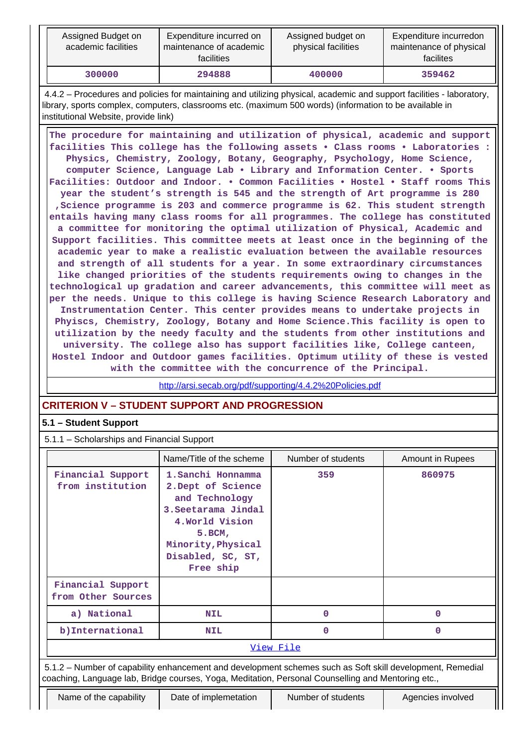| Assigned Budget on academic facilities | Expenditure incurred on maintenance of academic facilities | Assigned budget on physical facilities | Expenditure incurredon maintenance of physical facilites |
|---|---|---|---|
| 300000 | 294888 | 400000 | 359462 |

4.4.2 – Procedures and policies for maintaining and utilizing physical, academic and support facilities - laboratory, library, sports complex, computers, classrooms etc. (maximum 500 words) (information to be available in institutional Website, provide link)

The procedure for maintaining and utilization of physical, academic and support facilities This college has the following assets • Class rooms • Laboratories : Physics, Chemistry, Zoology, Botany, Geography, Psychology, Home Science, computer Science, Language Lab • Library and Information Center. • Sports Facilities: Outdoor and Indoor. • Common Facilities • Hostel • Staff rooms This year the student's strength is 545 and the strength of Art programme is 280 ,Science programme is 203 and commerce programme is 62. This student strength entails having many class rooms for all programmes. The college has constituted a committee for monitoring the optimal utilization of Physical, Academic and Support facilities. This committee meets at least once in the beginning of the academic year to make a realistic evaluation between the available resources and strength of all students for a year. In some extraordinary circumstances like changed priorities of the students requirements owing to changes in the technological up gradation and career advancements, this committee will meet as per the needs. Unique to this college is having Science Research Laboratory and Instrumentation Center. This center provides means to undertake projects in Phyiscs, Chemistry, Zoology, Botany and Home Science.This facility is open to utilization by the needy faculty and the students from other institutions and university. The college also has support facilities like, College canteen, Hostel Indoor and Outdoor games facilities. Optimum utility of these is vested with the committee with the concurrence of the Principal.

http://arsi.secab.org/pdf/supporting/4.4.2%20Policies.pdf

## CRITERION V – STUDENT SUPPORT AND PROGRESSION

### 5.1 – Student Support

5.1.1 – Scholarships and Financial Support

| | Name/Title of the scheme | Number of students | Amount in Rupees |
|---|---|---|---|
| Financial Support from institution | 1.Sanchi Honnamma 2.Dept of Science and Technology 3.Seetarama Jindal 4.World Vision 5.BCM, Minority,Physical Disabled, SC, ST, Free ship | 359 | 860975 |
| Financial Support from Other Sources | | | |
| a) National | NIL | 0 | 0 |
| b)International | NIL | 0 | 0 |

View File

5.1.2 – Number of capability enhancement and development schemes such as Soft skill development, Remedial coaching, Language lab, Bridge courses, Yoga, Meditation, Personal Counselling and Mentoring etc.,

| Name of the capability | Date of implemetation | Number of students | Agencies involved |
|---|---|---|---|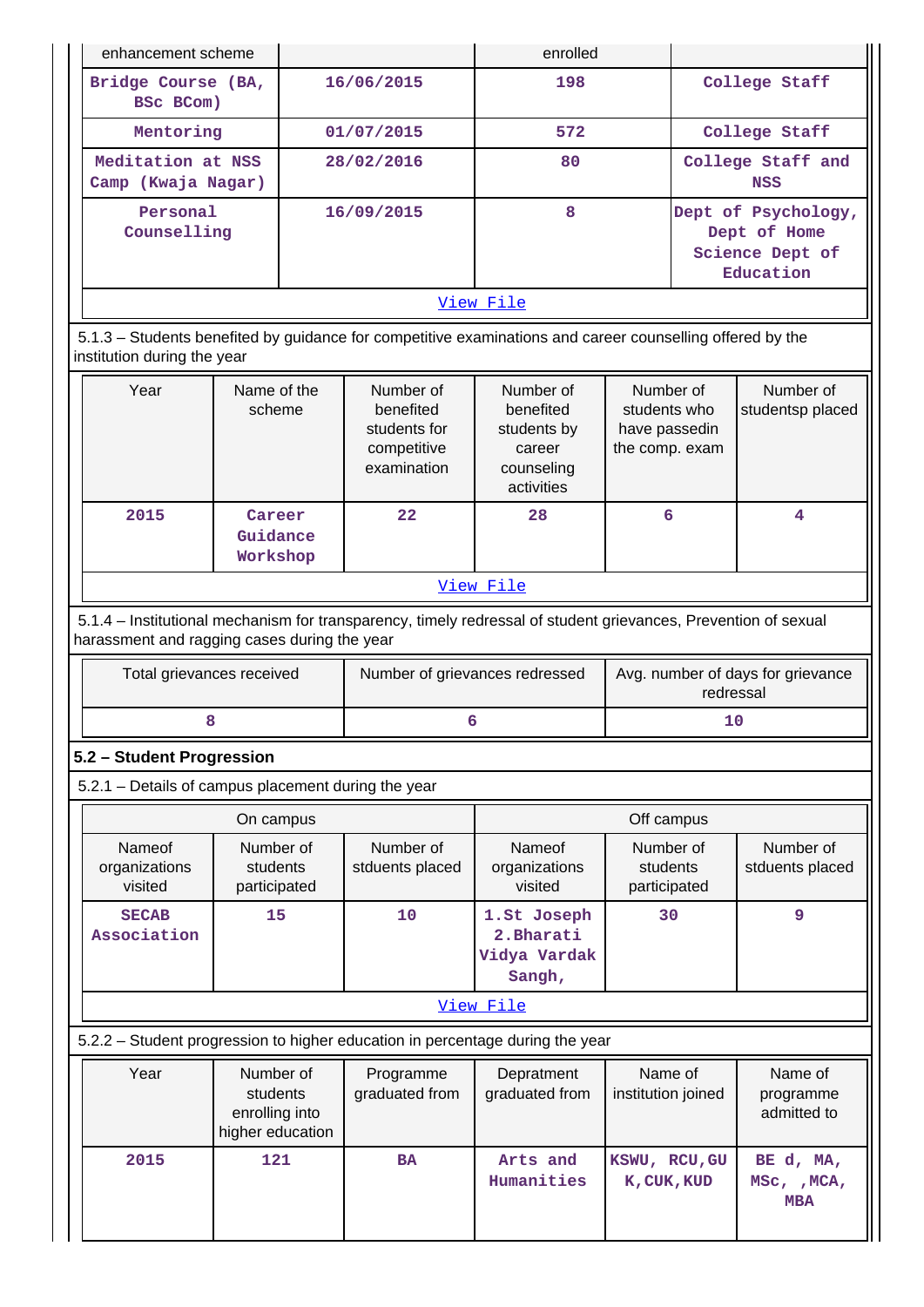| enhancement scheme | | enrolled | |
|---|---|---|---|
| Bridge Course (BA, BSc BCom) | 16/06/2015 | 198 | College Staff |
| Mentoring | 01/07/2015 | 572 | College Staff |
| Meditation at NSS Camp (Kwaja Nagar) | 28/02/2016 | 80 | College Staff and NSS |
| Personal Counselling | 16/09/2015 | 8 | Dept of Psychology, Dept of Home Science Dept of Education |
| View File | | | |

5.1.3 – Students benefited by guidance for competitive examinations and career counselling offered by the institution during the year

| Year | Name of the scheme | Number of benefited students for competitive examination | Number of benefited students by career counseling activities | Number of students who have passedin the comp. exam | Number of studentsp placed |
|---|---|---|---|---|---|
| 2015 | Career Guidance Workshop | 22 | 28 | 6 | 4 |
| View File | | | | | |

5.1.4 – Institutional mechanism for transparency, timely redressal of student grievances, Prevention of sexual harassment and ragging cases during the year

| Total grievances received | Number of grievances redressed | Avg. number of days for grievance redressal |
|---|---|---|
| 8 | 6 | 10 |

## 5.2 – Student Progression

5.2.1 – Details of campus placement during the year

| On campus | | | Off campus | | |
|---|---|---|---|---|---|
| Nameof organizations visited | Number of students participated | Number of stduents placed | Nameof organizations visited | Number of students participated | Number of stduents placed |
| SECAB Association | 15 | 10 | 1.St Joseph 2.Bharati Vidya Vardak Sangh, | 30 | 9 |
| View File | | | | | |

5.2.2 – Student progression to higher education in percentage during the year

| Year | Number of students enrolling into higher education | Programme graduated from | Depratment graduated from | Name of institution joined | Name of programme admitted to |
|---|---|---|---|---|---|
| 2015 | 121 | BA | Arts and Humanities | KSWU, RCU,GUK,CUK,KUD | BE d, MA, MSc, ,MCA, MBA |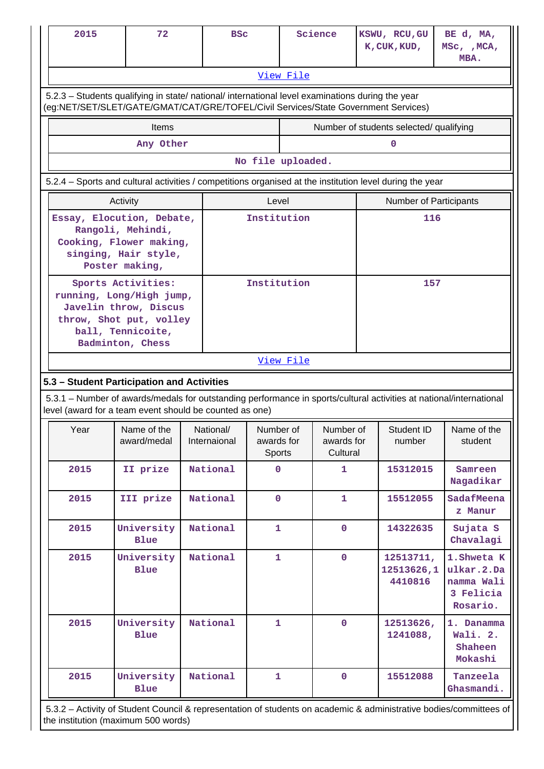| 2015 | 72 | BSc | Science | KSWU, RCU,GUK,CUK,KUD, | BE d, MA, MSc, ,MCA, MBA. |
|---|---|---|---|---|---|
| View File | | | | | |

5.2.3 – Students qualifying in state/ national/ international level examinations during the year (eg:NET/SET/SLET/GATE/GMAT/CAT/GRE/TOFEL/Civil Services/State Government Services)

| Items | Number of students selected/ qualifying |
|---|---|
| Any Other | 0 |
| No file uploaded. | |

5.2.4 – Sports and cultural activities / competitions organised at the institution level during the year

| Activity | Level | Number of Participants |
|---|---|---|
| Essay, Elocution, Debate, Rangoli, Mehindi, Cooking, Flower making, singing, Hair style, Poster making, | Institution | 116 |
| Sports Activities: running, Long/High jump, Javelin throw, Discus throw, Shot put, volley ball, Tennicoite, Badminton, Chess | Institution | 157 |
| View File | | |

### 5.3 – Student Participation and Activities

5.3.1 – Number of awards/medals for outstanding performance in sports/cultural activities at national/international level (award for a team event should be counted as one)

| Year | Name of the award/medal | National/ Internaional | Number of awards for Sports | Number of awards for Cultural | Student ID number | Name of the student |
|---|---|---|---|---|---|---|
| 2015 | II prize | National | 0 | 1 | 15312015 | Samreen Nagadikar |
| 2015 | III prize | National | 0 | 1 | 15512055 | SadafMeenaz Manur |
| 2015 | University Blue | National | 1 | 0 | 14322635 | Sujata S Chavalagi |
| 2015 | University Blue | National | 1 | 0 | 12513711, 12513626,14410816 | 1.Shweta Kulkar.2.Danamma Wali 3 Felicia Rosario. |
| 2015 | University Blue | National | 1 | 0 | 12513626, 1241088, | 1. Danamma Wali. 2. Shaheen Mokashi |
| 2015 | University Blue | National | 1 | 0 | 15512088 | Tanzeela Ghasmandi. |

5.3.2 – Activity of Student Council & representation of students on academic & administrative bodies/committees of the institution (maximum 500 words)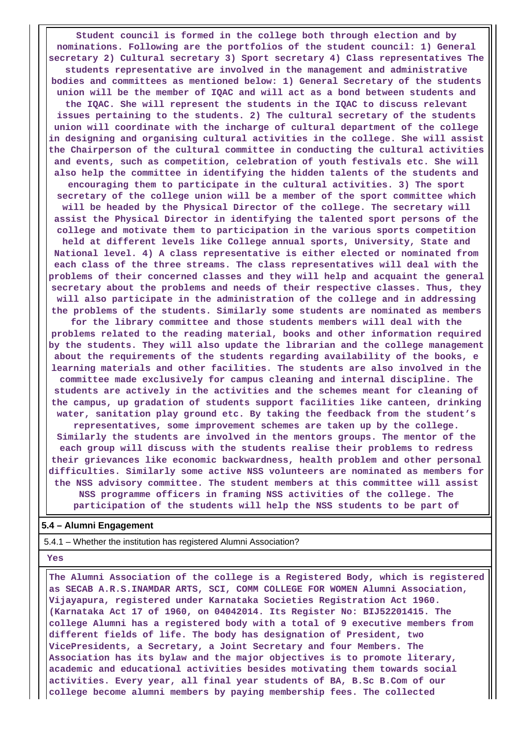**Student council is formed in the college both through election and by nominations. Following are the portfolios of the student council: 1) General secretary 2) Cultural secretary 3) Sport secretary 4) Class representatives The students representative are involved in the management and administrative bodies and committees as mentioned below: 1) General Secretary of the students union will be the member of IQAC and will act as a bond between students and the IQAC. She will represent the students in the IQAC to discuss relevant issues pertaining to the students. 2) The cultural secretary of the students union will coordinate with the incharge of cultural department of the college in designing and organising cultural activities in the college. She will assist the Chairperson of the cultural committee in conducting the cultural activities and events, such as competition, celebration of youth festivals etc. She will also help the committee in identifying the hidden talents of the students and encouraging them to participate in the cultural activities. 3) The sport secretary of the college union will be a member of the sport committee which will be headed by the Physical Director of the college. The secretary will assist the Physical Director in identifying the talented sport persons of the college and motivate them to participation in the various sports competition held at different levels like College annual sports, University, State and National level. 4) A class representative is either elected or nominated from each class of the three streams. The class representatives will deal with the problems of their concerned classes and they will help and acquaint the general secretary about the problems and needs of their respective classes. Thus, they will also participate in the administration of the college and in addressing the problems of the students. Similarly some students are nominated as members for the library committee and those students members will deal with the problems related to the reading material, books and other information required by the students. They will also update the librarian and the college management about the requirements of the students regarding availability of the books, e learning materials and other facilities. The students are also involved in the committee made exclusively for campus cleaning and internal discipline. The students are actively in the activities and the schemes meant for cleaning of the campus, up gradation of students support facilities like canteen, drinking water, sanitation play ground etc. By taking the feedback from the student's representatives, some improvement schemes are taken up by the college. Similarly the students are involved in the mentors groups. The mentor of the each group will discuss with the students realise their problems to redress their grievances like economic backwardness, health problem and other personal difficulties. Similarly some active NSS volunteers are nominated as members for the NSS advisory committee. The student members at this committee will assist NSS programme officers in framing NSS activities of the college. The participation of the students will help the NSS students to be part of**

**5.4 – Alumni Engagement**

5.4.1 – Whether the institution has registered Alumni Association?

**Yes**

**The Alumni Association of the college is a Registered Body, which is registered as SECAB A.R.S.INAMDAR ARTS, SCI, COMM COLLEGE FOR WOMEN Alumni Association, Vijayapura, registered under Karnataka Societies Registration Act 1960. (Karnataka Act 17 of 1960, on 04042014. Its Register No: BIJ52201415. The college Alumni has a registered body with a total of 9 executive members from different fields of life. The body has designation of President, two VicePresidents, a Secretary, a Joint Secretary and four Members. The Association has its bylaw and the major objectives is to promote literary, academic and educational activities besides motivating them towards social activities. Every year, all final year students of BA, B.Sc B.Com of our college become alumni members by paying membership fees. The collected**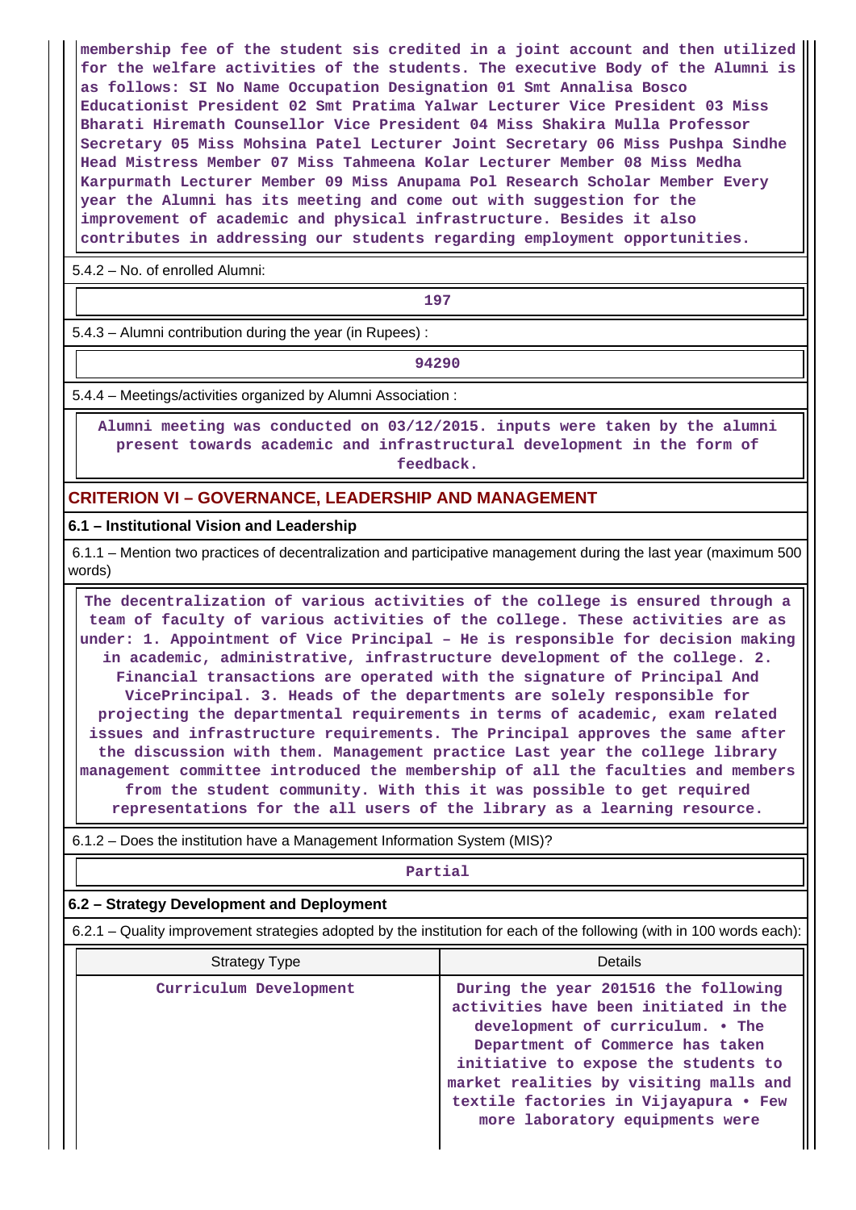membership fee of the student sis credited in a joint account and then utilized for the welfare activities of the students. The executive Body of the Alumni is as follows: SI No Name Occupation Designation 01 Smt Annalisa Bosco Educationist President 02 Smt Pratima Yalwar Lecturer Vice President 03 Miss Bharati Hiremath Counsellor Vice President 04 Miss Shakira Mulla Professor Secretary 05 Miss Mohsina Patel Lecturer Joint Secretary 06 Miss Pushpa Sindhe Head Mistress Member 07 Miss Tahmeena Kolar Lecturer Member 08 Miss Medha Karpurmath Lecturer Member 09 Miss Anupama Pol Research Scholar Member Every year the Alumni has its meeting and come out with suggestion for the improvement of academic and physical infrastructure. Besides it also contributes in addressing our students regarding employment opportunities.

5.4.2 – No. of enrolled Alumni:

197

5.4.3 – Alumni contribution during the year (in Rupees) :

94290

5.4.4 – Meetings/activities organized by Alumni Association :

Alumni meeting was conducted on 03/12/2015. inputs were taken by the alumni present towards academic and infrastructural development in the form of feedback.

## CRITERION VI – GOVERNANCE, LEADERSHIP AND MANAGEMENT

### 6.1 – Institutional Vision and Leadership

6.1.1 – Mention two practices of decentralization and participative management during the last year (maximum 500 words)

The decentralization of various activities of the college is ensured through a team of faculty of various activities of the college. These activities are as under: 1. Appointment of Vice Principal – He is responsible for decision making in academic, administrative, infrastructure development of the college. 2. Financial transactions are operated with the signature of Principal And VicePrincipal. 3. Heads of the departments are solely responsible for projecting the departmental requirements in terms of academic, exam related issues and infrastructure requirements. The Principal approves the same after the discussion with them. Management practice Last year the college library management committee introduced the membership of all the faculties and members from the student community. With this it was possible to get required representations for the all users of the library as a learning resource.

6.1.2 – Does the institution have a Management Information System (MIS)?

Partial

### 6.2 – Strategy Development and Deployment

6.2.1 – Quality improvement strategies adopted by the institution for each of the following (with in 100 words each):

| Strategy Type | Details |
|---|---|
| Curriculum Development | During the year 201516 the following activities have been initiated in the development of curriculum. • The Department of Commerce has taken initiative to expose the students to market realities by visiting malls and textile factories in Vijayapura • Few more laboratory equipments were |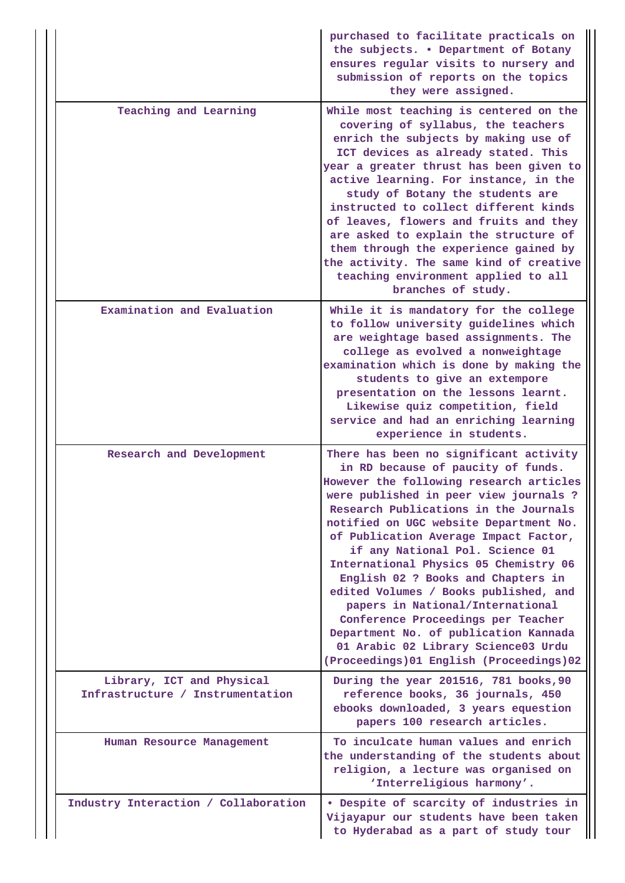| | |
|---|---|
| | purchased to facilitate practicals on the subjects. • Department of Botany ensures regular visits to nursery and submission of reports on the topics they were assigned. |
| Teaching and Learning | While most teaching is centered on the covering of syllabus, the teachers enrich the subjects by making use of ICT devices as already stated. This year a greater thrust has been given to active learning. For instance, in the study of Botany the students are instructed to collect different kinds of leaves, flowers and fruits and they are asked to explain the structure of them through the experience gained by the activity. The same kind of creative teaching environment applied to all branches of study. |
| Examination and Evaluation | While it is mandatory for the college to follow university guidelines which are weightage based assignments. The college as evolved a nonweightage examination which is done by making the students to give an extempore presentation on the lessons learnt. Likewise quiz competition, field service and had an enriching learning experience in students. |
| Research and Development | There has been no significant activity in RD because of paucity of funds. However the following research articles were published in peer view journals ? Research Publications in the Journals notified on UGC website Department No. of Publication Average Impact Factor, if any National Pol. Science 01 International Physics 05 Chemistry 06 English 02 ? Books and Chapters in edited Volumes / Books published, and papers in National/International Conference Proceedings per Teacher Department No. of publication Kannada 01 Arabic 02 Library Science03 Urdu (Proceedings)01 English (Proceedings)02 |
| Library, ICT and Physical Infrastructure / Instrumentation | During the year 201516, 781 books,90 reference books, 36 journals, 450 ebooks downloaded, 3 years equestion papers 100 research articles. |
| Human Resource Management | To inculcate human values and enrich the understanding of the students about religion, a lecture was organised on 'Interreligious harmony'. |
| Industry Interaction / Collaboration | • Despite of scarcity of industries in Vijayapur our students have been taken to Hyderabad as a part of study tour |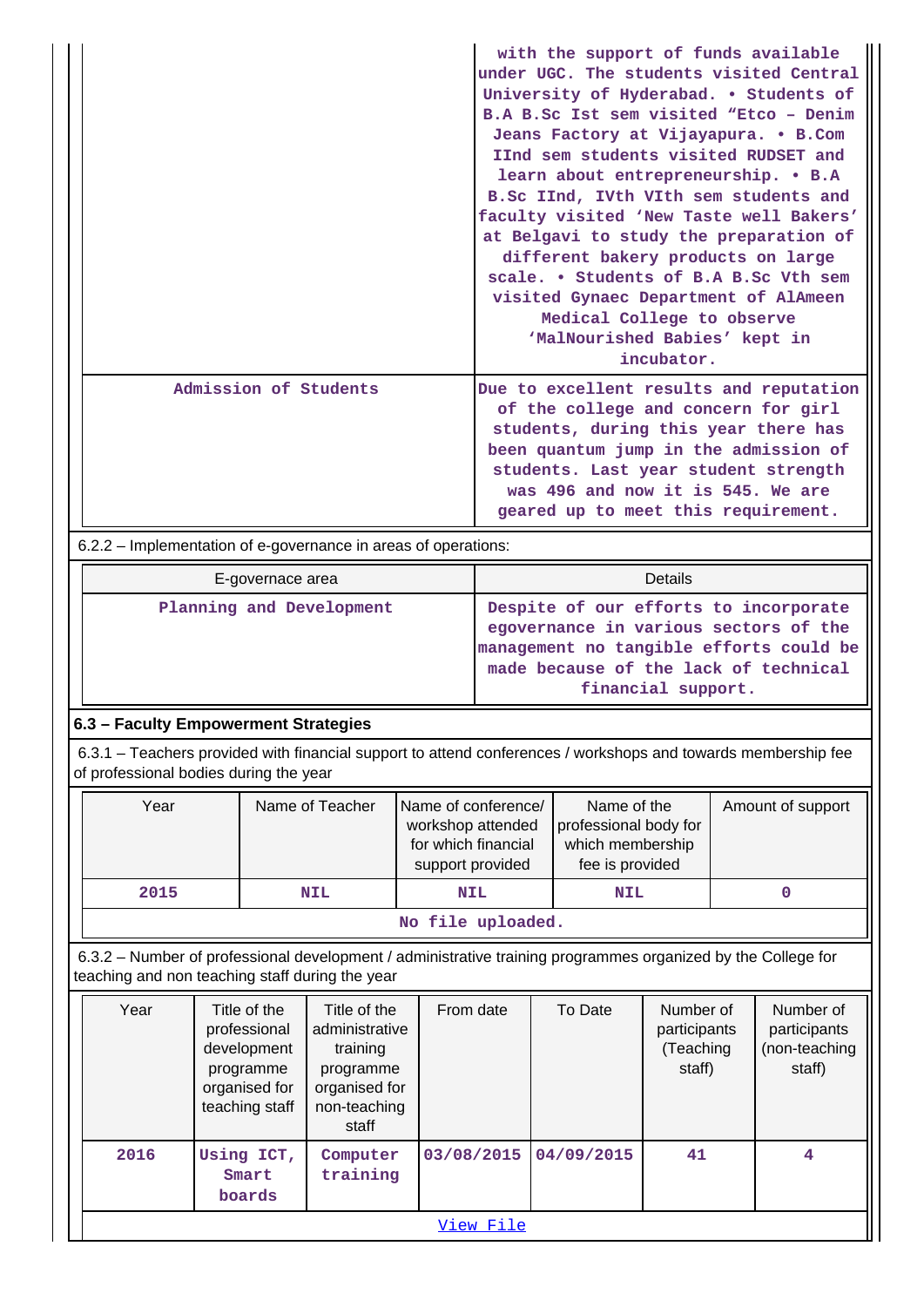| | |
|---|---|
| | with the support of funds available under UGC. The students visited Central University of Hyderabad. • Students of B.A B.Sc Ist sem visited "Etco – Denim Jeans Factory at Vijayapura. • B.Com IInd sem students visited RUDSET and learn about entrepreneurship. • B.A B.Sc IInd, IVth VIth sem students and faculty visited 'New Taste well Bakers' at Belgavi to study the preparation of different bakery products on large scale. • Students of B.A B.Sc Vth sem visited Gynaec Department of AlAmeen Medical College to observe 'MalNourished Babies' kept in incubator. |
| Admission of Students | Due to excellent results and reputation of the college and concern for girl students, during this year there has been quantum jump in the admission of students. Last year student strength was 496 and now it is 545. We are geared up to meet this requirement. |

6.2.2 – Implementation of e-governance in areas of operations:

| E-governace area | Details |
|---|---|
| Planning and Development | Despite of our efforts to incorporate egovernance in various sectors of the management no tangible efforts could be made because of the lack of technical financial support. |

### 6.3 – Faculty Empowerment Strategies

6.3.1 – Teachers provided with financial support to attend conferences / workshops and towards membership fee of professional bodies during the year

| Year | Name of Teacher | Name of conference/ workshop attended for which financial support provided | Name of the professional body for which membership fee is provided | Amount of support |
|---|---|---|---|---|
| 2015 | NIL | NIL | NIL | 0 |

No file uploaded.

6.3.2 – Number of professional development / administrative training programmes organized by the College for teaching and non teaching staff during the year

| Year | Title of the professional development programme organised for teaching staff | Title of the administrative training programme organised for non-teaching staff | From date | To Date | Number of participants (Teaching staff) | Number of participants (non-teaching staff) |
|---|---|---|---|---|---|---|
| 2016 | Using ICT, Smart boards | Computer training | 03/08/2015 | 04/09/2015 | 41 | 4 |

View File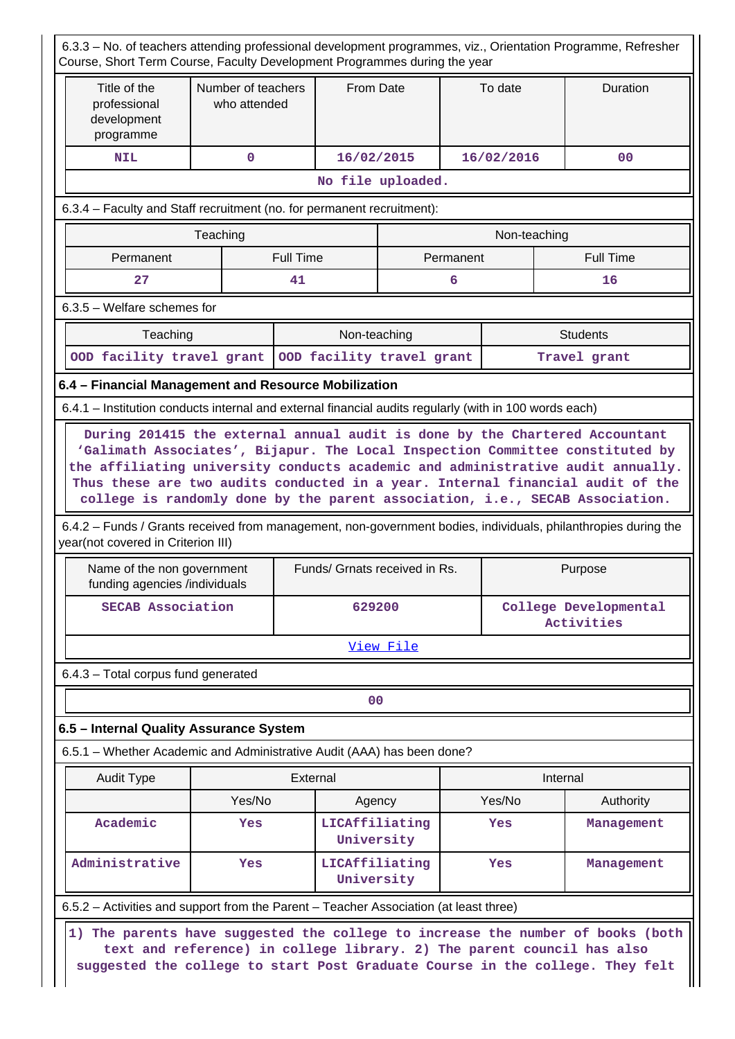6.3.3 – No. of teachers attending professional development programmes, viz., Orientation Programme, Refresher Course, Short Term Course, Faculty Development Programmes during the year

| Title of the professional development programme | Number of teachers who attended | From Date | To date | Duration |
|---|---|---|---|---|
| NIL | 0 | 16/02/2015 | 16/02/2016 | 00 |

No file uploaded.

6.3.4 – Faculty and Staff recruitment (no. for permanent recruitment):

| Teaching | | Non-teaching | |
|---|---|---|---|
| Permanent | Full Time | Permanent | Full Time |
| 27 | 41 | 6 | 16 |

6.3.5 – Welfare schemes for

| Teaching | Non-teaching | Students |
|---|---|---|
| OOD facility travel grant | OOD facility travel grant | Travel grant |

### 6.4 – Financial Management and Resource Mobilization

6.4.1 – Institution conducts internal and external financial audits regularly (with in 100 words each)

During 201415 the external annual audit is done by the Chartered Accountant 'Galimath Associates', Bijapur. The Local Inspection Committee constituted by the affiliating university conducts academic and administrative audit annually. Thus these are two audits conducted in a year. Internal financial audit of the college is randomly done by the parent association, i.e., SECAB Association.

6.4.2 – Funds / Grants received from management, non-government bodies, individuals, philanthropies during the year(not covered in Criterion III)

| Name of the non government funding agencies /individuals | Funds/ Grnats received in Rs. | Purpose |
|---|---|---|
| SECAB Association | 629200 | College Developmental Activities |

View File

6.4.3 – Total corpus fund generated

00

### 6.5 – Internal Quality Assurance System

6.5.1 – Whether Academic and Administrative Audit (AAA) has been done?

| Audit Type | External | | Internal | |
|---|---|---|---|---|
| | Yes/No | Agency | Yes/No | Authority |
| Academic | Yes | LICAffiliating University | Yes | Management |
| Administrative | Yes | LICAffiliating University | Yes | Management |

6.5.2 – Activities and support from the Parent – Teacher Association (at least three)

1) The parents have suggested the college to increase the number of books (both text and reference) in college library. 2) The parent council has also suggested the college to start Post Graduate Course in the college. They felt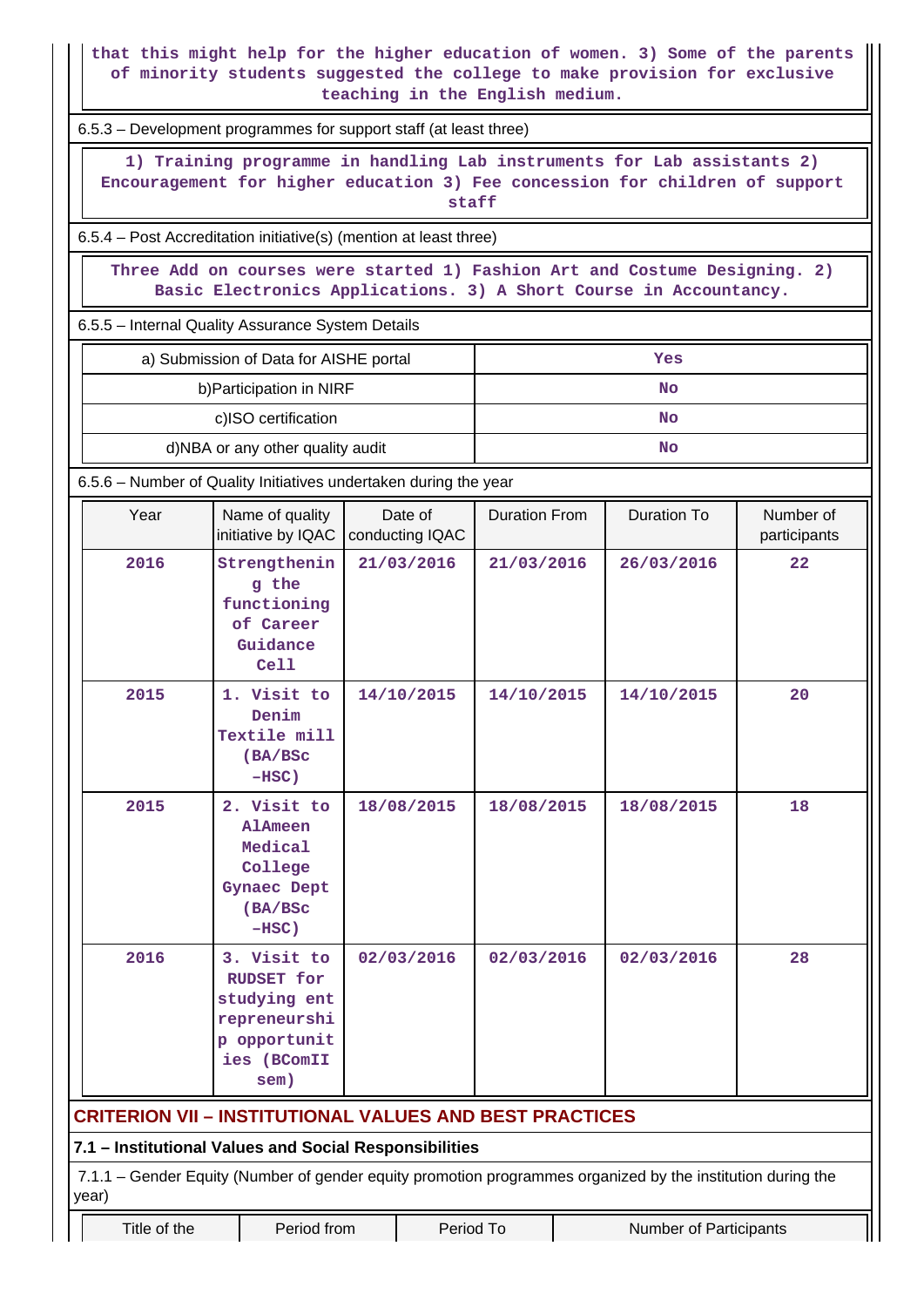that this might help for the higher education of women. 3) Some of the parents of minority students suggested the college to make provision for exclusive teaching in the English medium.

6.5.3 – Development programmes for support staff (at least three)

1) Training programme in handling Lab instruments for Lab assistants 2) Encouragement for higher education 3) Fee concession for children of support staff

6.5.4 – Post Accreditation initiative(s) (mention at least three)

Three Add on courses were started 1) Fashion Art and Costume Designing. 2) Basic Electronics Applications. 3) A Short Course in Accountancy.

6.5.5 – Internal Quality Assurance System Details

| | |
|---|---|
| a) Submission of Data for AISHE portal | Yes |
| b)Participation in NIRF | No |
| c)ISO certification | No |
| d)NBA or any other quality audit | No |

6.5.6 – Number of Quality Initiatives undertaken during the year

| Year | Name of quality initiative by IQAC | Date of conducting IQAC | Duration From | Duration To | Number of participants |
|---|---|---|---|---|---|
| 2016 | Strengthening the functioning of Career Guidance Cell | 21/03/2016 | 21/03/2016 | 26/03/2016 | 22 |
| 2015 | 1. Visit to Denim Textile mill (BA/BSc -HSC) | 14/10/2015 | 14/10/2015 | 14/10/2015 | 20 |
| 2015 | 2. Visit to AlAmeen Medical College Gynaec Dept (BA/BSc -HSC) | 18/08/2015 | 18/08/2015 | 18/08/2015 | 18 |
| 2016 | 3. Visit to RUDSET for studying entrepreneurship opportunities (BComII sem) | 02/03/2016 | 02/03/2016 | 02/03/2016 | 28 |

## CRITERION VII – INSTITUTIONAL VALUES AND BEST PRACTICES

### 7.1 – Institutional Values and Social Responsibilities

7.1.1 – Gender Equity (Number of gender equity promotion programmes organized by the institution during the year)

| Title of the | Period from | Period To | Number of Participants |
|---|---|---|---|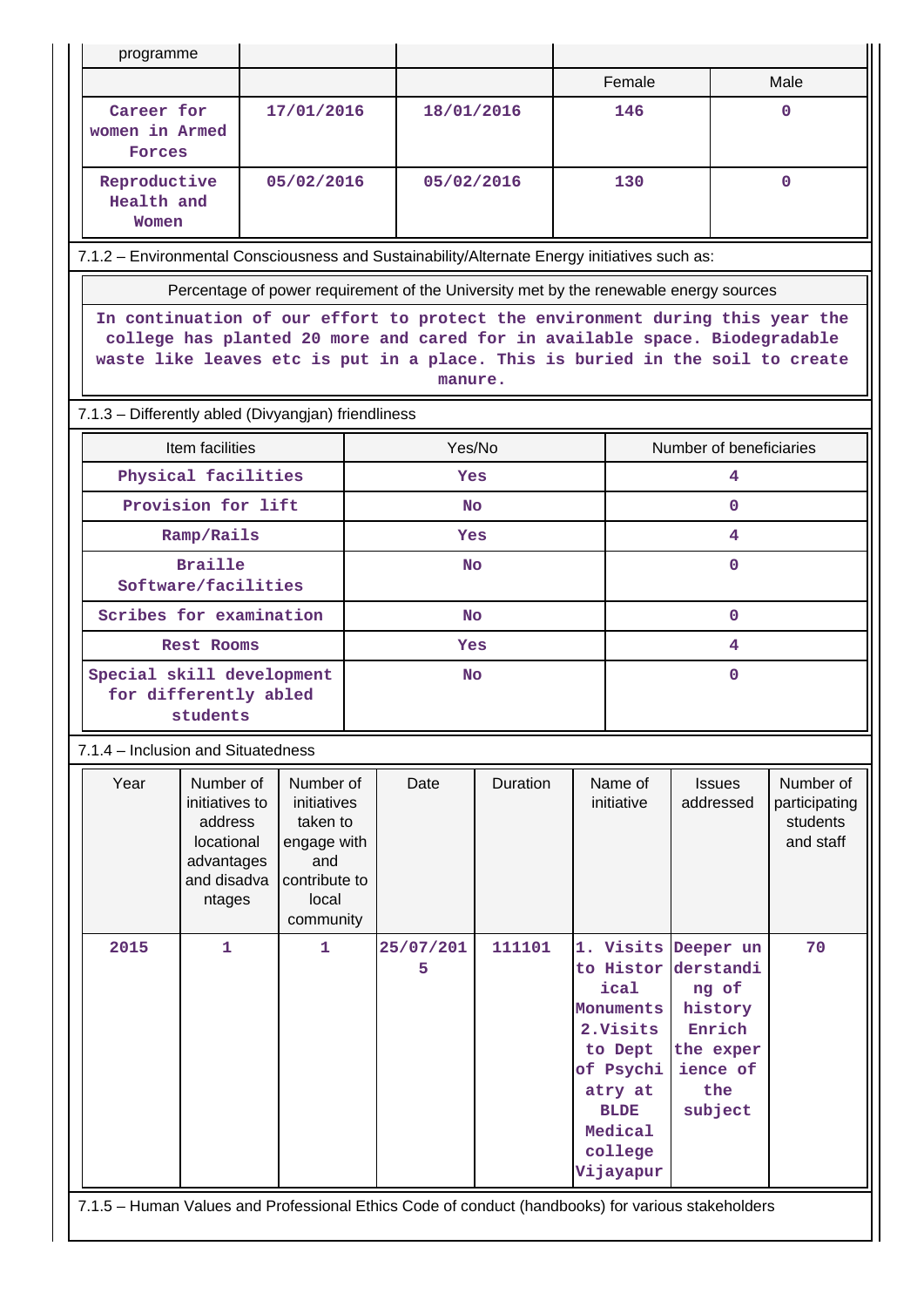| programme | | | | |
|---|---|---|---|---|
| | | | Female | Male |
| Career for women in Armed Forces | 17/01/2016 | 18/01/2016 | 146 | 0 |
| Reproductive Health and Women | 05/02/2016 | 05/02/2016 | 130 | 0 |

7.1.2 – Environmental Consciousness and Sustainability/Alternate Energy initiatives such as:

| Percentage of power requirement of the University met by the renewable energy sources |
|---|
| In continuation of our effort to protect the environment during this year the college has planted 20 more and cared for in available space. Biodegradable waste like leaves etc is put in a place. This is buried in the soil to create manure. |

7.1.3 – Differently abled (Divyangjan) friendliness

| Item facilities | Yes/No | Number of beneficiaries |
|---|---|---|
| Physical facilities | Yes | 4 |
| Provision for lift | No | 0 |
| Ramp/Rails | Yes | 4 |
| Braille Software/facilities | No | 0 |
| Scribes for examination | No | 0 |
| Rest Rooms | Yes | 4 |
| Special skill development for differently abled students | No | 0 |

7.1.4 – Inclusion and Situatedness

| Year | Number of initiatives to address locational advantages and disadvantages | Number of initiatives taken to engage with and contribute to local community | Date | Duration | Name of initiative | Issues addressed | Number of participating students and staff |
|---|---|---|---|---|---|---|---|
| 2015 | 1 | 1 | 25/07/2015 | 111101 | 1. Visits to Historical Monuments 2.Visits to Dept of Psychiatry at BLDE Medical college Vijayapur | Deeper understanding of history Enrich the experience of the subject | 70 |

7.1.5 – Human Values and Professional Ethics Code of conduct (handbooks) for various stakeholders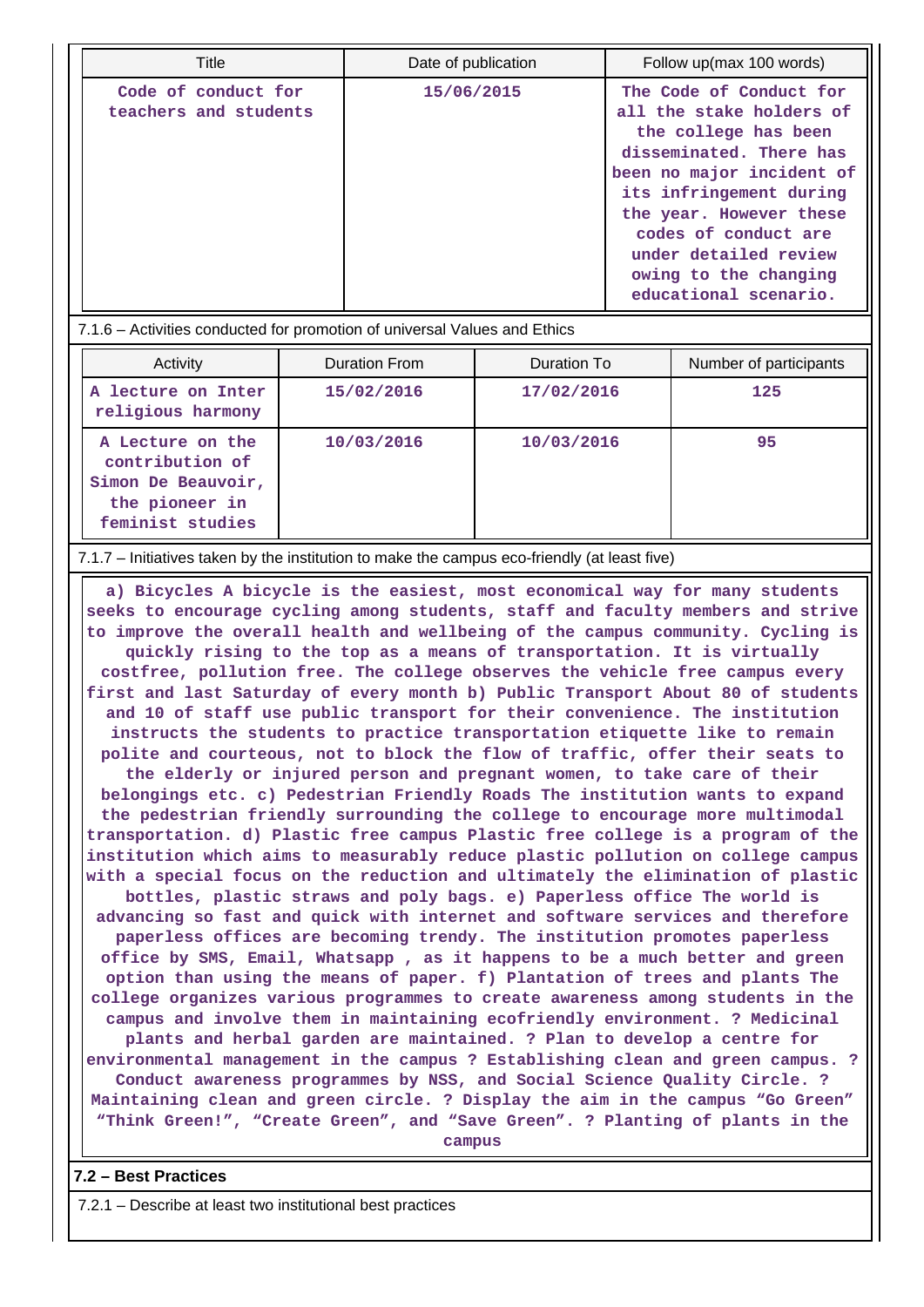| Title | Date of publication | Follow up(max 100 words) |
| --- | --- | --- |
| Code of conduct for teachers and students | 15/06/2015 | The Code of Conduct for all the stake holders of the college has been disseminated. There has been no major incident of its infringement during the year. However these codes of conduct are under detailed review owing to the changing educational scenario. |

7.1.6 – Activities conducted for promotion of universal Values and Ethics

| Activity | Duration From | Duration To | Number of participants |
| --- | --- | --- | --- |
| A lecture on Inter religious harmony | 15/02/2016 | 17/02/2016 | 125 |
| A Lecture on the contribution of Simon De Beauvoir, the pioneer in feminist studies | 10/03/2016 | 10/03/2016 | 95 |

7.1.7 – Initiatives taken by the institution to make the campus eco-friendly (at least five)

a) Bicycles A bicycle is the easiest, most economical way for many students seeks to encourage cycling among students, staff and faculty members and strive to improve the overall health and wellbeing of the campus community. Cycling is quickly rising to the top as a means of transportation. It is virtually costfree, pollution free. The college observes the vehicle free campus every first and last Saturday of every month b) Public Transport About 80 of students and 10 of staff use public transport for their convenience. The institution instructs the students to practice transportation etiquette like to remain polite and courteous, not to block the flow of traffic, offer their seats to the elderly or injured person and pregnant women, to take care of their belongings etc. c) Pedestrian Friendly Roads The institution wants to expand the pedestrian friendly surrounding the college to encourage more multimodal transportation. d) Plastic free campus Plastic free college is a program of the institution which aims to measurably reduce plastic pollution on college campus with a special focus on the reduction and ultimately the elimination of plastic bottles, plastic straws and poly bags. e) Paperless office The world is advancing so fast and quick with internet and software services and therefore paperless offices are becoming trendy. The institution promotes paperless office by SMS, Email, Whatsapp , as it happens to be a much better and green option than using the means of paper. f) Plantation of trees and plants The college organizes various programmes to create awareness among students in the campus and involve them in maintaining ecofriendly environment. ? Medicinal plants and herbal garden are maintained. ? Plan to develop a centre for environmental management in the campus ? Establishing clean and green campus. ? Conduct awareness programmes by NSS, and Social Science Quality Circle. ? Maintaining clean and green circle. ? Display the aim in the campus “Go Green” “Think Green!”, “Create Green”, and “Save Green”. ? Planting of plants in the campus

**7.2 – Best Practices**

7.2.1 – Describe at least two institutional best practices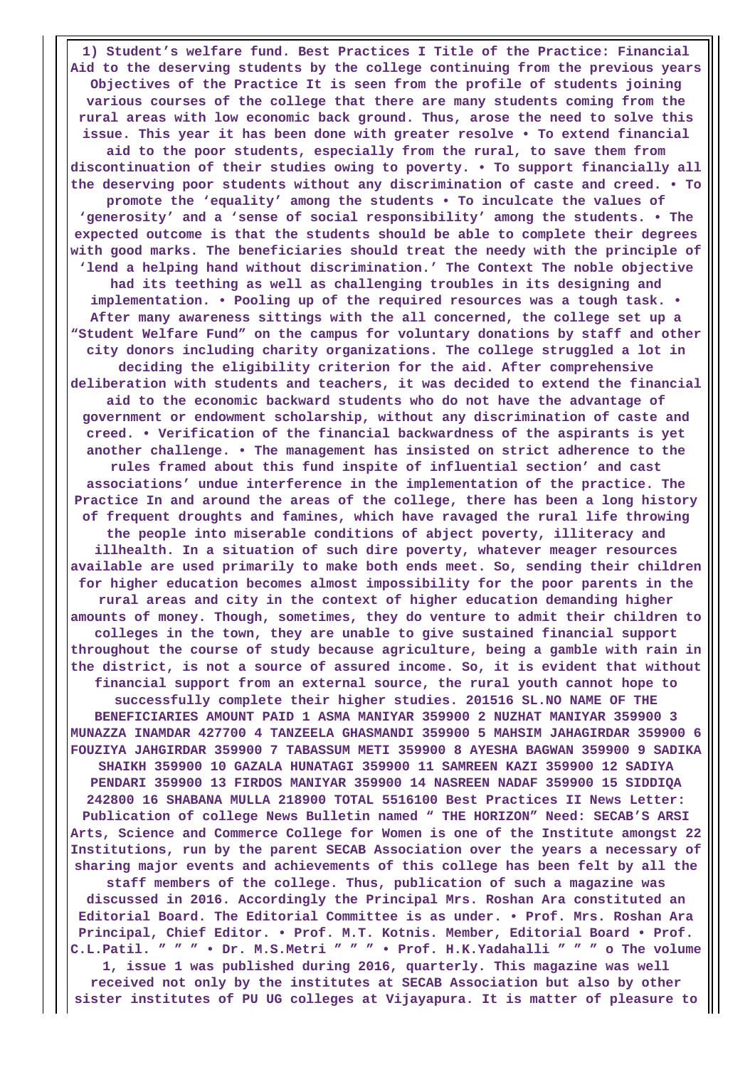1) Student's welfare fund. Best Practices I Title of the Practice: Financial Aid to the deserving students by the college continuing from the previous years Objectives of the Practice It is seen from the profile of students joining various courses of the college that there are many students coming from the rural areas with low economic back ground. Thus, arose the need to solve this issue. This year it has been done with greater resolve • To extend financial aid to the poor students, especially from the rural, to save them from discontinuation of their studies owing to poverty. • To support financially all the deserving poor students without any discrimination of caste and creed. • To promote the 'equality' among the students • To inculcate the values of 'generosity' and a 'sense of social responsibility' among the students. • The expected outcome is that the students should be able to complete their degrees with good marks. The beneficiaries should treat the needy with the principle of 'lend a helping hand without discrimination.' The Context The noble objective had its teething as well as challenging troubles in its designing and implementation. • Pooling up of the required resources was a tough task. • After many awareness sittings with the all concerned, the college set up a "Student Welfare Fund" on the campus for voluntary donations by staff and other city donors including charity organizations. The college struggled a lot in deciding the eligibility criterion for the aid. After comprehensive deliberation with students and teachers, it was decided to extend the financial aid to the economic backward students who do not have the advantage of government or endowment scholarship, without any discrimination of caste and creed. • Verification of the financial backwardness of the aspirants is yet another challenge. • The management has insisted on strict adherence to the rules framed about this fund inspite of influential section' and cast associations' undue interference in the implementation of the practice. The Practice In and around the areas of the college, there has been a long history of frequent droughts and famines, which have ravaged the rural life throwing the people into miserable conditions of abject poverty, illiteracy and illhealth. In a situation of such dire poverty, whatever meager resources available are used primarily to make both ends meet. So, sending their children for higher education becomes almost impossibility for the poor parents in the rural areas and city in the context of higher education demanding higher amounts of money. Though, sometimes, they do venture to admit their children to colleges in the town, they are unable to give sustained financial support throughout the course of study because agriculture, being a gamble with rain in the district, is not a source of assured income. So, it is evident that without financial support from an external source, the rural youth cannot hope to successfully complete their higher studies. 201516 SL.NO NAME OF THE BENEFICIARIES AMOUNT PAID 1 ASMA MANIYAR 359900 2 NUZHAT MANIYAR 359900 3 MUNAZZA INAMDAR 427700 4 TANZEELA GHASMANDI 359900 5 MAHSIM JAHAGIRDAR 359900 6 FOUZIYA JAHGIRDAR 359900 7 TABASSUM METI 359900 8 AYESHA BAGWAN 359900 9 SADIKA SHAIKH 359900 10 GAZALA HUNATAGI 359900 11 SAMREEN KAZI 359900 12 SADIYA PENDARI 359900 13 FIRDOS MANIYAR 359900 14 NASREEN NADAF 359900 15 SIDDIQA 242800 16 SHABANA MULLA 218900 TOTAL 5516100 Best Practices II News Letter: Publication of college News Bulletin named " THE HORIZON" Need: SECAB'S ARSI Arts, Science and Commerce College for Women is one of the Institute amongst 22 Institutions, run by the parent SECAB Association over the years a necessary of sharing major events and achievements of this college has been felt by all the staff members of the college. Thus, publication of such a magazine was discussed in 2016. Accordingly the Principal Mrs. Roshan Ara constituted an Editorial Board. The Editorial Committee is as under. • Prof. Mrs. Roshan Ara Principal, Chief Editor. • Prof. M.T. Kotnis. Member, Editorial Board • Prof. C.L.Patil. " " " • Dr. M.S.Metri " " " • Prof. H.K.Yadahalli " " " o The volume 1, issue 1 was published during 2016, quarterly. This magazine was well received not only by the institutes at SECAB Association but also by other sister institutes of PU UG colleges at Vijayapura. It is matter of pleasure to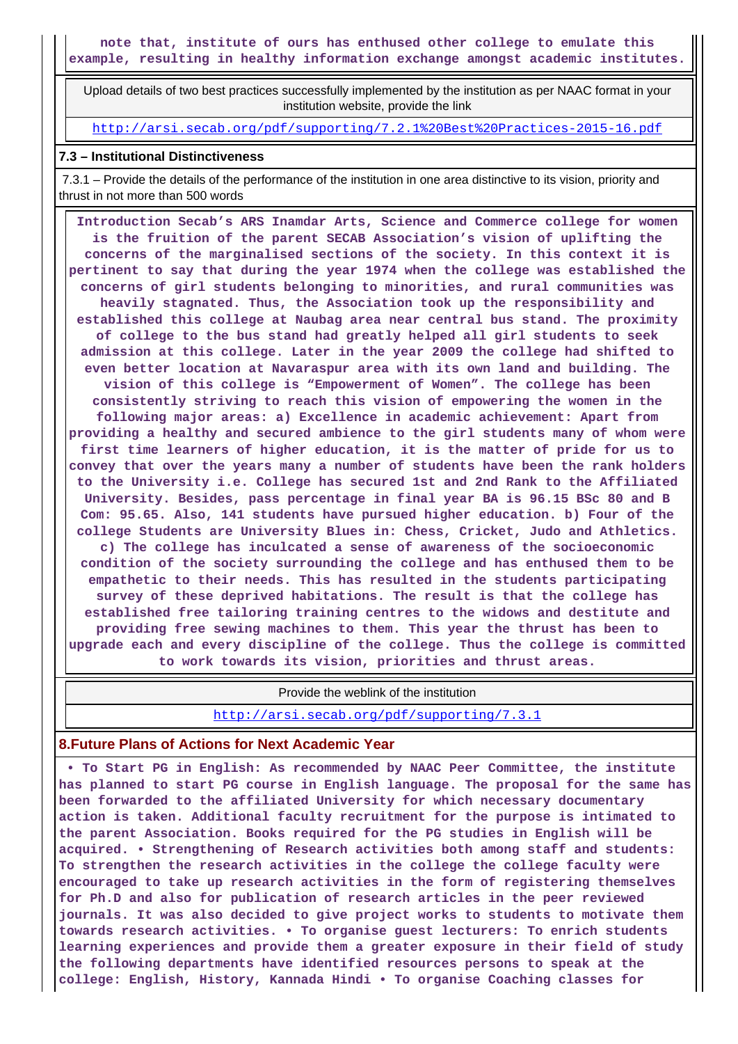**note that, institute of ours has enthused other college to emulate this example, resulting in healthy information exchange amongst academic institutes.**

| Upload details of two best practices successfully implemented by the institution as per NAAC format in your institution website, provide the link |
| --- |
| http://arsi.secab.org/pdf/supporting/7.2.1%20Best%20Practices-2015-16.pdf |

### 7.3 – Institutional Distinctiveness

7.3.1 – Provide the details of the performance of the institution in one area distinctive to its vision, priority and thrust in not more than 500 words

**Introduction Secab's ARS Inamdar Arts, Science and Commerce college for women is the fruition of the parent SECAB Association's vision of uplifting the concerns of the marginalised sections of the society. In this context it is pertinent to say that during the year 1974 when the college was established the concerns of girl students belonging to minorities, and rural communities was heavily stagnated. Thus, the Association took up the responsibility and established this college at Naubag area near central bus stand. The proximity of college to the bus stand had greatly helped all girl students to seek admission at this college. Later in the year 2009 the college had shifted to even better location at Navaraspur area with its own land and building. The vision of this college is "Empowerment of Women". The college has been consistently striving to reach this vision of empowering the women in the following major areas: a) Excellence in academic achievement: Apart from providing a healthy and secured ambience to the girl students many of whom were first time learners of higher education, it is the matter of pride for us to convey that over the years many a number of students have been the rank holders to the University i.e. College has secured 1st and 2nd Rank to the Affiliated University. Besides, pass percentage in final year BA is 96.15 BSc 80 and B Com: 95.65. Also, 141 students have pursued higher education. b) Four of the college Students are University Blues in: Chess, Cricket, Judo and Athletics. c) The college has inculcated a sense of awareness of the socioeconomic condition of the society surrounding the college and has enthused them to be empathetic to their needs. This has resulted in the students participating survey of these deprived habitations. The result is that the college has established free tailoring training centres to the widows and destitute and providing free sewing machines to them. This year the thrust has been to upgrade each and every discipline of the college. Thus the college is committed to work towards its vision, priorities and thrust areas.**

| Provide the weblink of the institution |
| --- |
| http://arsi.secab.org/pdf/supporting/7.3.1 |

## 8.Future Plans of Actions for Next Academic Year

**• To Start PG in English: As recommended by NAAC Peer Committee, the institute has planned to start PG course in English language. The proposal for the same has been forwarded to the affiliated University for which necessary documentary action is taken. Additional faculty recruitment for the purpose is intimated to the parent Association. Books required for the PG studies in English will be acquired. • Strengthening of Research activities both among staff and students: To strengthen the research activities in the college the college faculty were encouraged to take up research activities in the form of registering themselves for Ph.D and also for publication of research articles in the peer reviewed journals. It was also decided to give project works to students to motivate them towards research activities. • To organise guest lecturers: To enrich students learning experiences and provide them a greater exposure in their field of study the following departments have identified resources persons to speak at the college: English, History, Kannada Hindi • To organise Coaching classes for**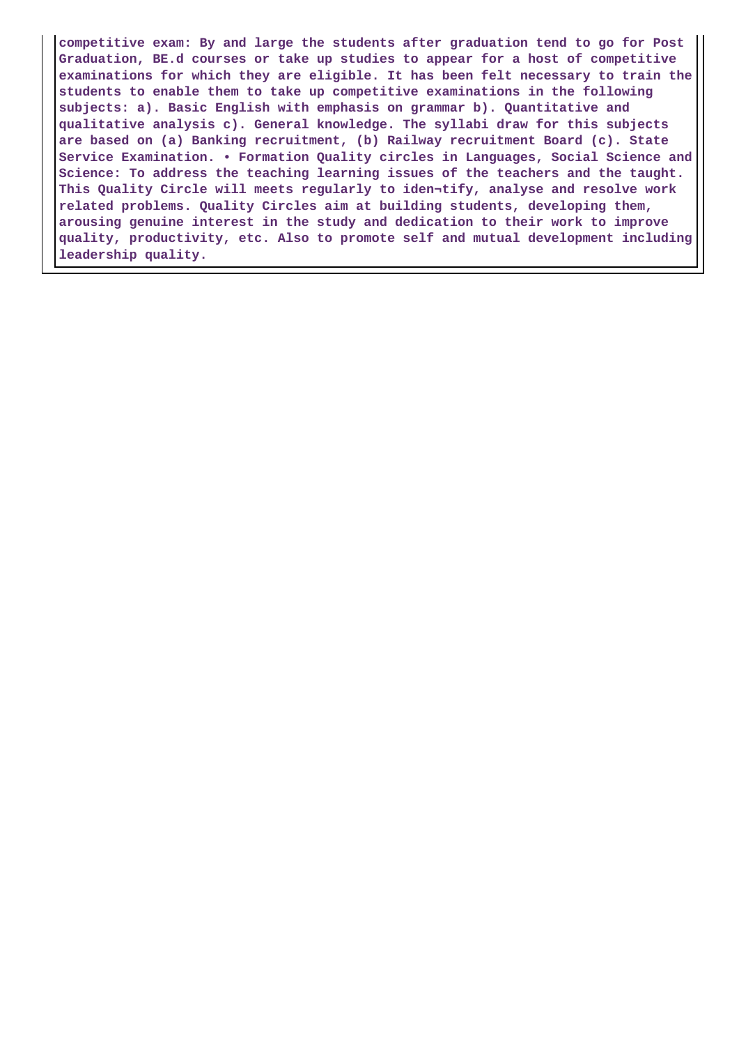**competitive exam: By and large the students after graduation tend to go for Post Graduation, BE.d courses or take up studies to appear for a host of competitive examinations for which they are eligible. It has been felt necessary to train the students to enable them to take up competitive examinations in the following subjects: a). Basic English with emphasis on grammar b). Quantitative and qualitative analysis c). General knowledge. The syllabi draw for this subjects are based on (a) Banking recruitment, (b) Railway recruitment Board (c). State Service Examination. • Formation Quality circles in Languages, Social Science and Science: To address the teaching learning issues of the teachers and the taught. This Quality Circle will meets regularly to iden¬tify, analyse and resolve work related problems. Quality Circles aim at building students, developing them, arousing genuine interest in the study and dedication to their work to improve quality, productivity, etc. Also to promote self and mutual development including leadership quality.**